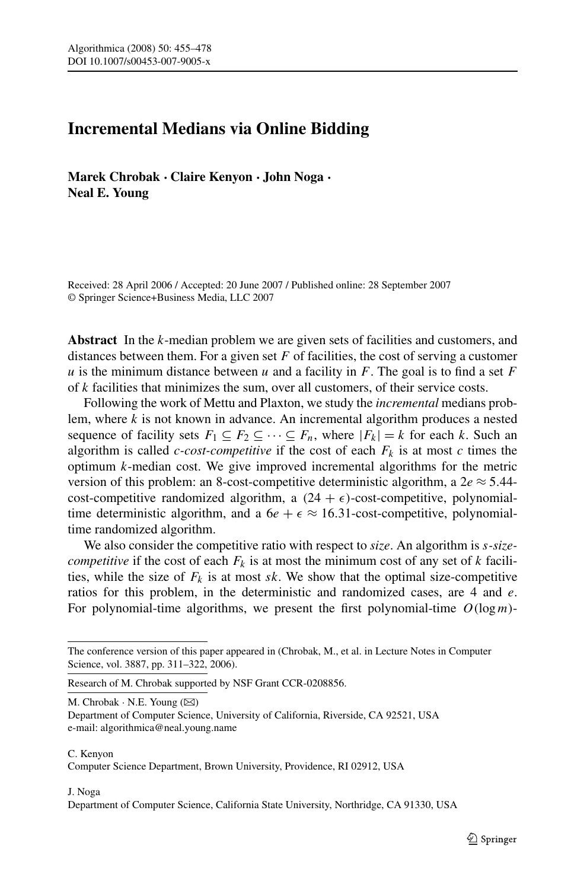# Incremental Medians via Online Bidding

**Marek Chrobak · Claire Kenyon · John Noga · Neal E. Young**

Received: 28 April 2006 / Accepted: 20 June 2007 / Published online: 28 September 2007
© Springer Science+Business Media, LLC 2007

**Abstract** In the $k$-median problem we are given sets of facilities and customers, and distances between them. For a given set $F$ of facilities, the cost of serving a customer $u$ is the minimum distance between $u$ and a facility in $F$. The goal is to find a set $F$ of $k$ facilities that minimizes the sum, over all customers, of their service costs.

Following the work of Mettu and Plaxton, we study the *incremental* medians problem, where $k$ is not known in advance. An incremental algorithm produces a nested sequence of facility sets $F_1 \subseteq F_2 \subseteq \cdots \subseteq F_n$, where $|F_k| = k$ for each $k$. Such an algorithm is called *c-cost-competitive* if the cost of each $F_k$ is at most $c$ times the optimum $k$-median cost. We give improved incremental algorithms for the metric version of this problem: an 8-cost-competitive deterministic algorithm, a $2e \approx 5.44$-cost-competitive randomized algorithm, a $(24 + \epsilon)$-cost-competitive, polynomial-time deterministic algorithm, and a $6e + \epsilon \approx 16.31$-cost-competitive, polynomial-time randomized algorithm.

We also consider the competitive ratio with respect to *size*. An algorithm is *s-size-competitive* if the cost of each $F_k$ is at most the minimum cost of any set of $k$ facilities, while the size of $F_k$ is at most $sk$. We show that the optimal size-competitive ratios for this problem, in the deterministic and randomized cases, are 4 and $e$. For polynomial-time algorithms, we present the first polynomial-time $O(\log m)$-

---

The conference version of this paper appeared in (Chrobak, M., et al. in Lecture Notes in Computer Science, vol. 3887, pp. 311–322, 2006).

Research of M. Chrobak supported by NSF Grant CCR-0208856.

M. Chrobak · N.E. Young (✉)
Department of Computer Science, University of California, Riverside, CA 92521, USA
e-mail: algorithmica@neal.young.name

C. Kenyon
Computer Science Department, Brown University, Providence, RI 02912, USA

J. Noga
Department of Computer Science, California State University, Northridge, CA 91330, USA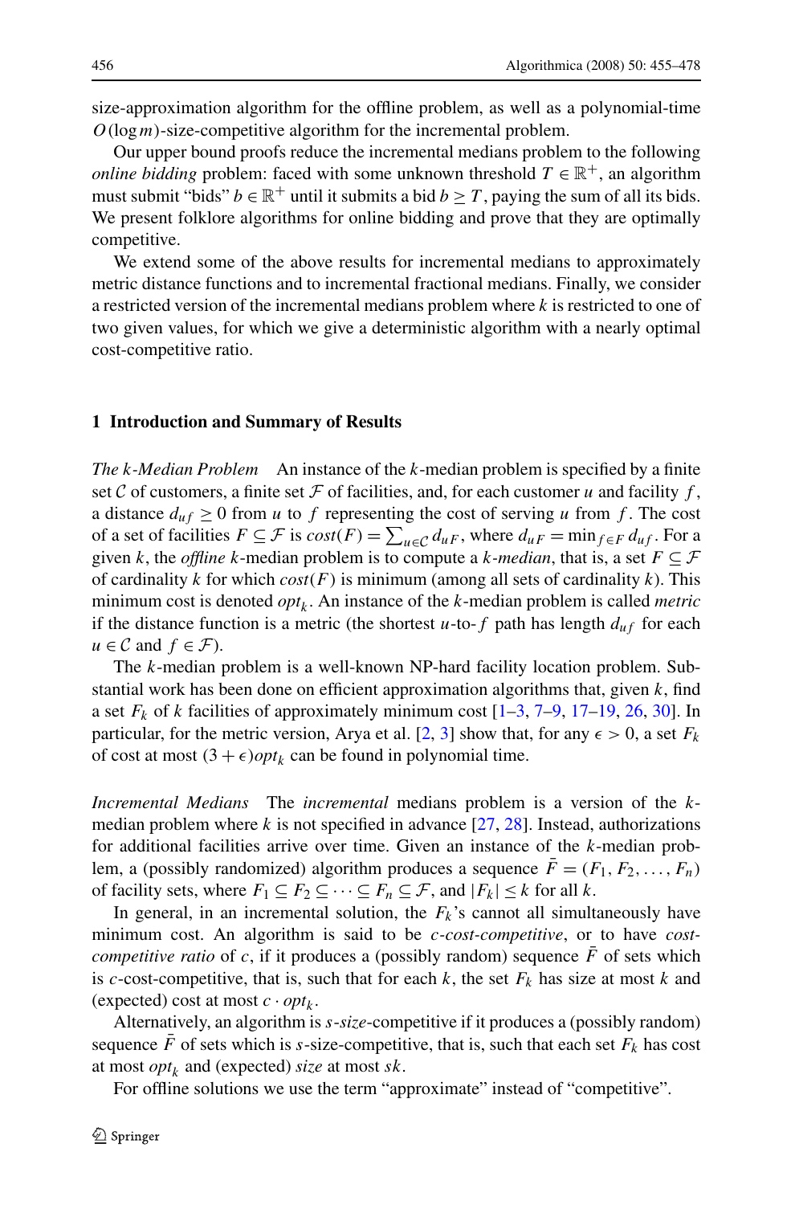size-approximation algorithm for the offline problem, as well as a polynomial-time $O(\log m)$-size-competitive algorithm for the incremental problem.

Our upper bound proofs reduce the incremental medians problem to the following *online bidding* problem: faced with some unknown threshold $T \in \mathbb{R}^+$, an algorithm must submit "bids" $b \in \mathbb{R}^+$ until it submits a bid $b \geq T$, paying the sum of all its bids. We present folklore algorithms for online bidding and prove that they are optimally competitive.

We extend some of the above results for incremental medians to approximately metric distance functions and to incremental fractional medians. Finally, we consider a restricted version of the incremental medians problem where $k$ is restricted to one of two given values, for which we give a deterministic algorithm with a nearly optimal cost-competitive ratio.

## 1 Introduction and Summary of Results

*The k-Median Problem* An instance of the $k$-median problem is specified by a finite set $\mathcal{C}$ of customers, a finite set $\mathcal{F}$ of facilities, and, for each customer $u$ and facility $f$, a distance $d_{uf} \geq 0$ from $u$ to $f$ representing the cost of serving $u$ from $f$. The cost of a set of facilities $F \subseteq \mathcal{F}$ is $cost(F) = \sum_{u \in \mathcal{C}} d_{uF}$, where $d_{uF} = \min_{f \in F} d_{uf}$. For a given $k$, the *offline* $k$-median problem is to compute a $k$-*median*, that is, a set $F \subseteq \mathcal{F}$ of cardinality $k$ for which $cost(F)$ is minimum (among all sets of cardinality $k$). This minimum cost is denoted $opt_k$. An instance of the $k$-median problem is called *metric* if the distance function is a metric (the shortest $u$-to-$f$ path has length $d_{uf}$ for each $u \in \mathcal{C}$ and $f \in \mathcal{F}$).

The $k$-median problem is a well-known NP-hard facility location problem. Substantial work has been done on efficient approximation algorithms that, given $k$, find a set $F_k$ of $k$ facilities of approximately minimum cost [1–3, 7–9, 17–19, 26, 30]. In particular, for the metric version, Arya et al. [2, 3] show that, for any $\epsilon > 0$, a set $F_k$ of cost at most $(3 + \epsilon)opt_k$ can be found in polynomial time.

*Incremental Medians* The *incremental* medians problem is a version of the $k$-median problem where $k$ is not specified in advance [27, 28]. Instead, authorizations for additional facilities arrive over time. Given an instance of the $k$-median problem, a (possibly randomized) algorithm produces a sequence $\bar{F} = (F_1, F_2, \ldots, F_n)$ of facility sets, where $F_1 \subseteq F_2 \subseteq \cdots \subseteq F_n \subseteq \mathcal{F}$, and $|F_k| \leq k$ for all $k$.

In general, in an incremental solution, the $F_k$'s cannot all simultaneously have minimum cost. An algorithm is said to be *c-cost-competitive*, or to have *cost-competitive ratio* of $c$, if it produces a (possibly random) sequence $\bar{F}$ of sets which is $c$-cost-competitive, that is, such that for each $k$, the set $F_k$ has size at most $k$ and (expected) cost at most $c \cdot opt_k$.

Alternatively, an algorithm is *s-size*-competitive if it produces a (possibly random) sequence $\bar{F}$ of sets which is $s$-size-competitive, that is, such that each set $F_k$ has cost at most $opt_k$ and (expected) *size* at most $sk$.

For offline solutions we use the term "approximate" instead of "competitive".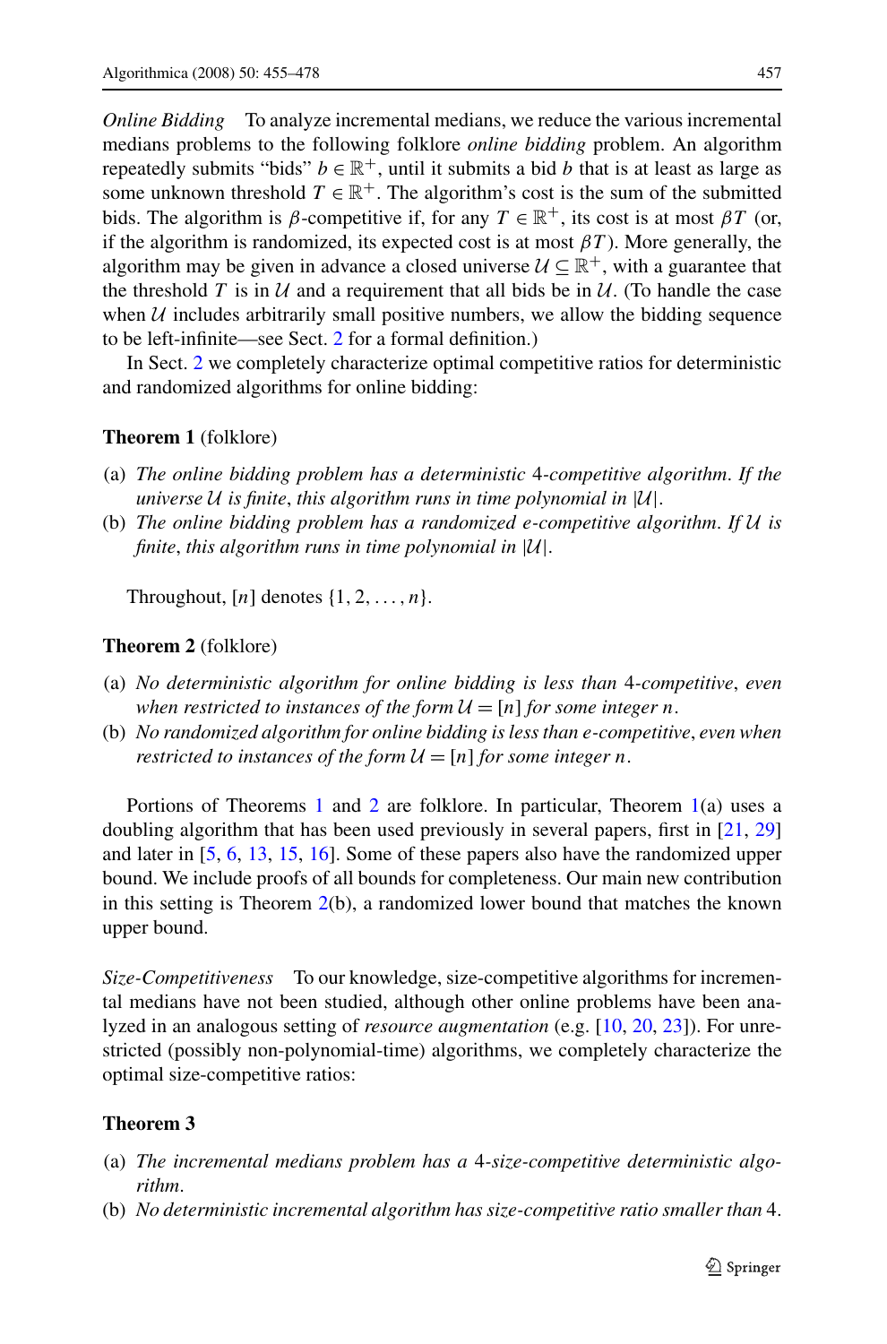*Online Bidding* To analyze incremental medians, we reduce the various incremental medians problems to the following folklore *online bidding* problem. An algorithm repeatedly submits "bids" $b \in \mathbb{R}^+$, until it submits a bid $b$ that is at least as large as some unknown threshold $T \in \mathbb{R}^+$. The algorithm's cost is the sum of the submitted bids. The algorithm is $\beta$-competitive if, for any $T \in \mathbb{R}^+$, its cost is at most $\beta T$ (or, if the algorithm is randomized, its expected cost is at most $\beta T$). More generally, the algorithm may be given in advance a closed universe $\mathcal{U} \subseteq \mathbb{R}^+$, with a guarantee that the threshold $T$ is in $\mathcal{U}$ and a requirement that all bids be in $\mathcal{U}$. (To handle the case when $\mathcal{U}$ includes arbitrarily small positive numbers, we allow the bidding sequence to be left-infinite—see Sect. 2 for a formal definition.)

In Sect. 2 we completely characterize optimal competitive ratios for deterministic and randomized algorithms for online bidding:

**Theorem 1** (folklore)

(a) *The online bidding problem has a deterministic* 4*-competitive algorithm. If the universe* $\mathcal{U}$ *is finite, this algorithm runs in time polynomial in* $|\mathcal{U}|$.

(b) *The online bidding problem has a randomized* $e$*-competitive algorithm. If* $\mathcal{U}$ *is finite, this algorithm runs in time polynomial in* $|\mathcal{U}|$.

Throughout, $[n]$ denotes $\{1, 2, \ldots, n\}$.

**Theorem 2** (folklore)

(a) *No deterministic algorithm for online bidding is less than* 4*-competitive, even when restricted to instances of the form* $\mathcal{U} = [n]$ *for some integer* $n$.

(b) *No randomized algorithm for online bidding is less than* $e$*-competitive, even when restricted to instances of the form* $\mathcal{U} = [n]$ *for some integer* $n$.

Portions of Theorems 1 and 2 are folklore. In particular, Theorem 1(a) uses a doubling algorithm that has been used previously in several papers, first in [21, 29] and later in [5, 6, 13, 15, 16]. Some of these papers also have the randomized upper bound. We include proofs of all bounds for completeness. Our main new contribution in this setting is Theorem 2(b), a randomized lower bound that matches the known upper bound.

*Size-Competitiveness* To our knowledge, size-competitive algorithms for incremental medians have not been studied, although other online problems have been analyzed in an analogous setting of *resource augmentation* (e.g. [10, 20, 23]). For unrestricted (possibly non-polynomial-time) algorithms, we completely characterize the optimal size-competitive ratios:

**Theorem 3**

(a) *The incremental medians problem has a* 4*-size-competitive deterministic algorithm.*

(b) *No deterministic incremental algorithm has size-competitive ratio smaller than* 4.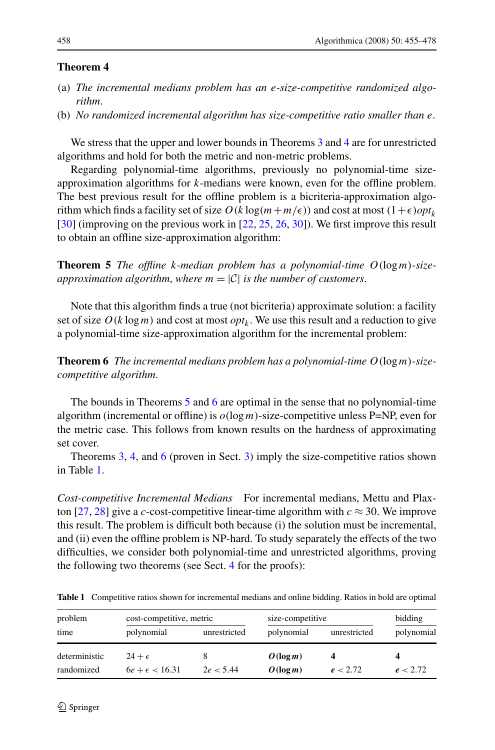**Theorem 4**

(a) *The incremental medians problem has an $e$-size-competitive randomized algorithm.*

(b) *No randomized incremental algorithm has size-competitive ratio smaller than $e$.*

We stress that the upper and lower bounds in Theorems 3 and 4 are for unrestricted algorithms and hold for both the metric and non-metric problems.

Regarding polynomial-time algorithms, previously no polynomial-time size-approximation algorithms for $k$-medians were known, even for the offline problem. The best previous result for the offline problem is a bicriteria-approximation algorithm which finds a facility set of size $O(k \log(m + m/\epsilon))$ and cost at most $(1+\epsilon)opt_k$ [30] (improving on the previous work in [22, 25, 26, 30]). We first improve this result to obtain an offline size-approximation algorithm:

**Theorem 5** *The offline $k$-median problem has a polynomial-time $O(\log m)$-size-approximation algorithm, where $m = |\mathcal{C}|$ is the number of customers.*

Note that this algorithm finds a true (not bicriteria) approximate solution: a facility set of size $O(k \log m)$ and cost at most $opt_k$. We use this result and a reduction to give a polynomial-time size-approximation algorithm for the incremental problem:

**Theorem 6** *The incremental medians problem has a polynomial-time $O(\log m)$-size-competitive algorithm.*

The bounds in Theorems 5 and 6 are optimal in the sense that no polynomial-time algorithm (incremental or offline) is $o(\log m)$-size-competitive unless P=NP, even for the metric case. This follows from known results on the hardness of approximating set cover.

Theorems 3, 4, and 6 (proven in Sect. 3) imply the size-competitive ratios shown in Table 1.

*Cost-competitive Incremental Medians* For incremental medians, Mettu and Plaxton [27, 28] give a $c$-cost-competitive linear-time algorithm with $c \approx 30$. We improve this result. The problem is difficult both because (i) the solution must be incremental, and (ii) even the offline problem is NP-hard. To study separately the effects of the two difficulties, we consider both polynomial-time and unrestricted algorithms, proving the following two theorems (see Sect. 4 for the proofs):

**Table 1** Competitive ratios shown for incremental medians and online bidding. Ratios in bold are optimal

| problem | cost-competitive, metric | | size-competitive | | bidding |
|---|---|---|---|---|---|
| time | polynomial | unrestricted | polynomial | unrestricted | polynomial |
| deterministic | $24 + \epsilon$ | 8 | $\boldsymbol{O(\log m)}$ | **4** | **4** |
| randomized | $6e + \epsilon < 16.31$ | $2e < 5.44$ | $\boldsymbol{O(\log m)}$ | $\boldsymbol{e} < 2.72$ | $\boldsymbol{e} < 2.72$ |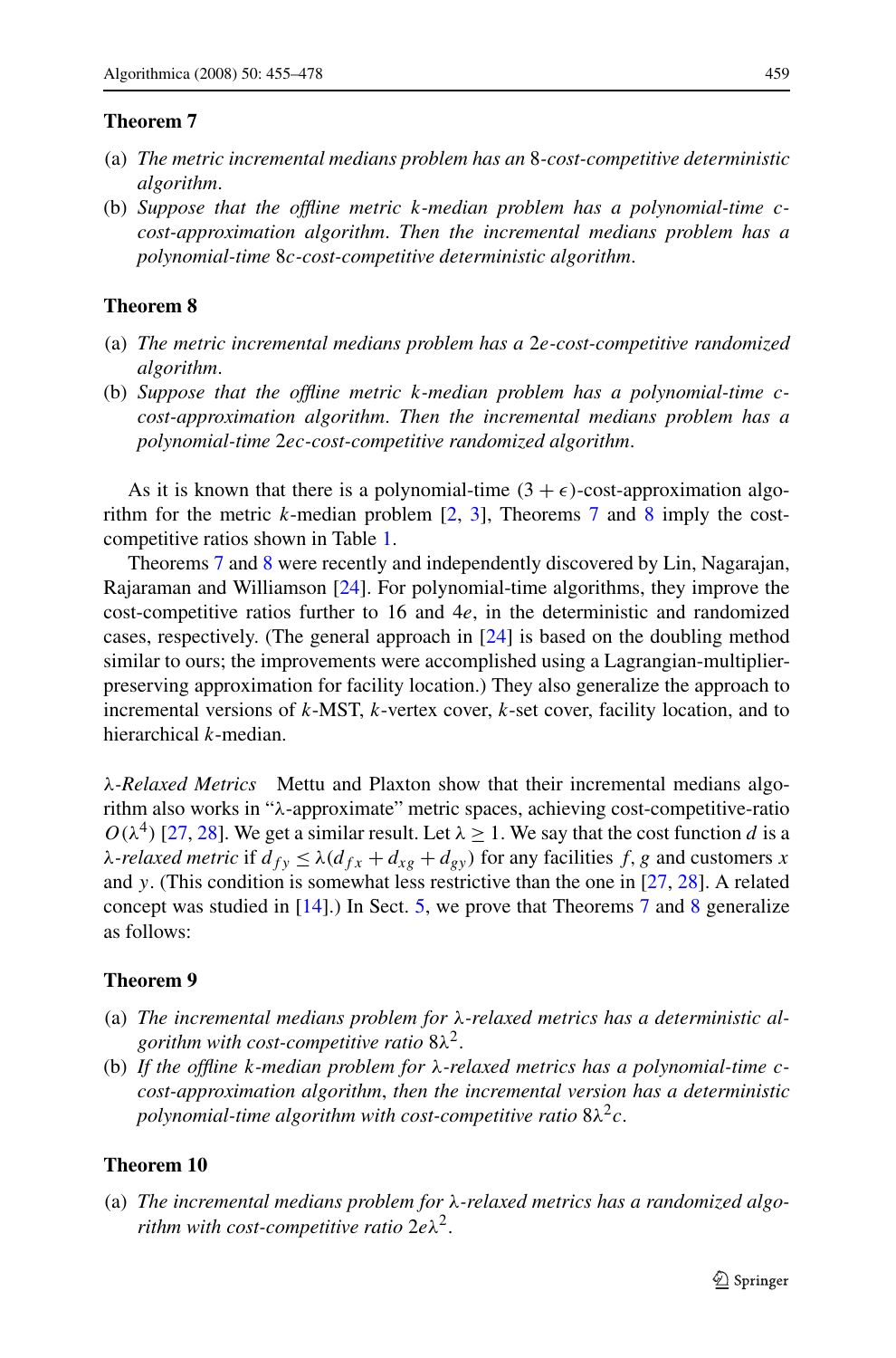**Theorem 7**

(a) *The metric incremental medians problem has an* 8*-cost-competitive deterministic algorithm*.

(b) *Suppose that the offline metric $k$-median problem has a polynomial-time $c$-cost-approximation algorithm. Then the incremental medians problem has a polynomial-time $8c$-cost-competitive deterministic algorithm*.

**Theorem 8**

(a) *The metric incremental medians problem has a $2e$-cost-competitive randomized algorithm*.

(b) *Suppose that the offline metric $k$-median problem has a polynomial-time $c$-cost-approximation algorithm. Then the incremental medians problem has a polynomial-time $2ec$-cost-competitive randomized algorithm*.

As it is known that there is a polynomial-time $(3+\epsilon)$-cost-approximation algorithm for the metric $k$-median problem [2, 3], Theorems 7 and 8 imply the cost-competitive ratios shown in Table 1.

Theorems 7 and 8 were recently and independently discovered by Lin, Nagarajan, Rajaraman and Williamson [24]. For polynomial-time algorithms, they improve the cost-competitive ratios further to 16 and $4e$, in the deterministic and randomized cases, respectively. (The general approach in [24] is based on the doubling method similar to ours; the improvements were accomplished using a Lagrangian-multiplier-preserving approximation for facility location.) They also generalize the approach to incremental versions of $k$-MST, $k$-vertex cover, $k$-set cover, facility location, and to hierarchical $k$-median.

*$\lambda$-Relaxed Metrics* Mettu and Plaxton show that their incremental medians algorithm also works in "$\lambda$-approximate" metric spaces, achieving cost-competitive-ratio $O(\lambda^4)$ [27, 28]. We get a similar result. Let $\lambda \geq 1$. We say that the cost function $d$ is a *$\lambda$-relaxed metric* if $d_{fy} \leq \lambda(d_{fx} + d_{xg} + d_{gy})$ for any facilities $f, g$ and customers $x$ and $y$. (This condition is somewhat less restrictive than the one in [27, 28]. A related concept was studied in [14].) In Sect. 5, we prove that Theorems 7 and 8 generalize as follows:

**Theorem 9**

(a) *The incremental medians problem for $\lambda$-relaxed metrics has a deterministic algorithm with cost-competitive ratio $8\lambda^2$*.

(b) *If the offline $k$-median problem for $\lambda$-relaxed metrics has a polynomial-time $c$-cost-approximation algorithm, then the incremental version has a deterministic polynomial-time algorithm with cost-competitive ratio $8\lambda^2 c$*.

**Theorem 10**

(a) *The incremental medians problem for $\lambda$-relaxed metrics has a randomized algorithm with cost-competitive ratio $2e\lambda^2$*.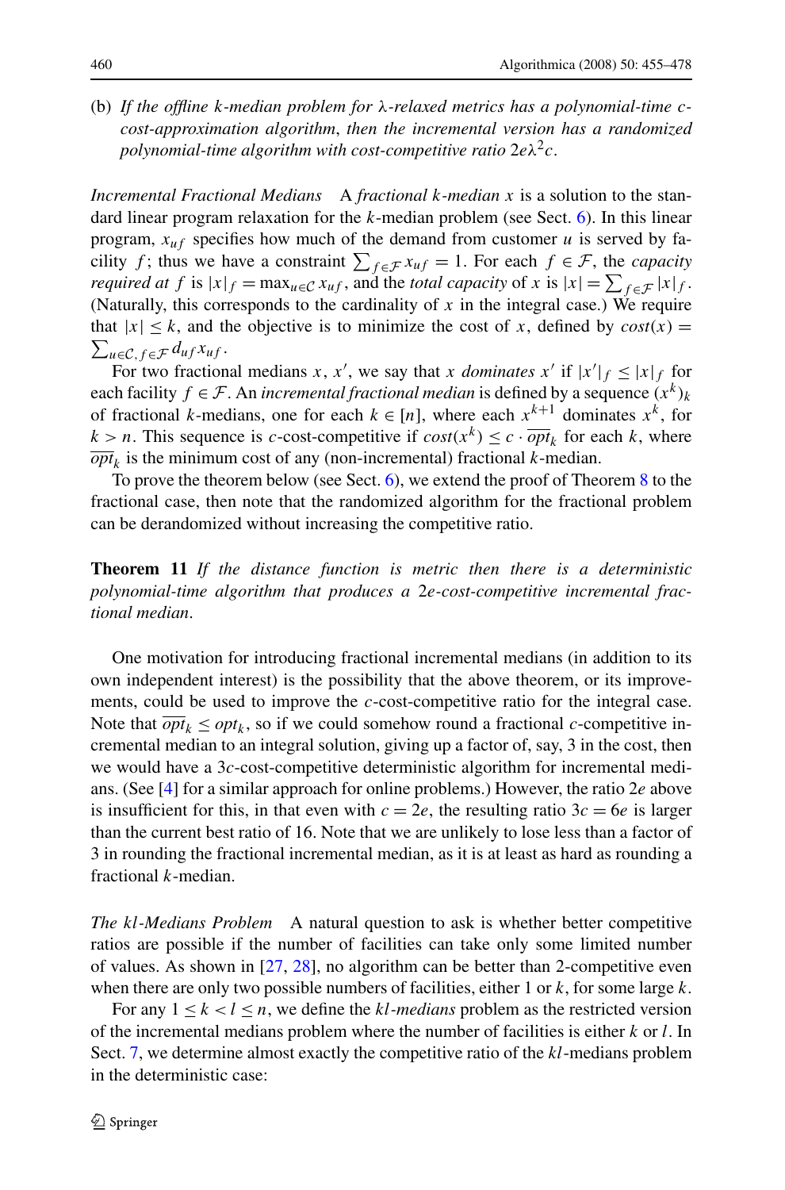(b) *If the offline $k$-median problem for $\lambda$-relaxed metrics has a polynomial-time $c$-cost-approximation algorithm, then the incremental version has a randomized polynomial-time algorithm with cost-competitive ratio $2e\lambda^2 c$.*

*Incremental Fractional Medians* A *fractional $k$-median* $x$ is a solution to the standard linear program relaxation for the $k$-median problem (see Sect. 6). In this linear program, $x_{uf}$ specifies how much of the demand from customer $u$ is served by facility $f$; thus we have a constraint $\sum_{f \in \mathcal{F}} x_{uf} = 1$. For each $f \in \mathcal{F}$, the *capacity required at* $f$ is $|x|_f = \max_{u \in \mathcal{C}} x_{uf}$, and the *total capacity* of $x$ is $|x| = \sum_{f \in \mathcal{F}} |x|_f$. (Naturally, this corresponds to the cardinality of $x$ in the integral case.) We require that $|x| \le k$, and the objective is to minimize the cost of $x$, defined by $cost(x) = \sum_{u \in \mathcal{C}, f \in \mathcal{F}} d_{uf} x_{uf}$.

For two fractional medians $x$, $x'$, we say that $x$ *dominates* $x'$ if $|x'|_f \le |x|_f$ for each facility $f \in \mathcal{F}$. An *incremental fractional median* is defined by a sequence $(x^k)_k$ of fractional $k$-medians, one for each $k \in [n]$, where each $x^{k+1}$ dominates $x^k$, for $k > n$. This sequence is $c$-cost-competitive if $cost(x^k) \le c \cdot \overline{opt}_k$ for each $k$, where $\overline{opt}_k$ is the minimum cost of any (non-incremental) fractional $k$-median.

To prove the theorem below (see Sect. 6), we extend the proof of Theorem 8 to the fractional case, then note that the randomized algorithm for the fractional problem can be derandomized without increasing the competitive ratio.

**Theorem 11** *If the distance function is metric then there is a deterministic polynomial-time algorithm that produces a $2e$-cost-competitive incremental fractional median.*

One motivation for introducing fractional incremental medians (in addition to its own independent interest) is the possibility that the above theorem, or its improvements, could be used to improve the $c$-cost-competitive ratio for the integral case. Note that $\overline{opt}_k \le opt_k$, so if we could somehow round a fractional $c$-competitive incremental median to an integral solution, giving up a factor of, say, 3 in the cost, then we would have a $3c$-cost-competitive deterministic algorithm for incremental medians. (See [4] for a similar approach for online problems.) However, the ratio $2e$ above is insufficient for this, in that even with $c = 2e$, the resulting ratio $3c = 6e$ is larger than the current best ratio of 16. Note that we are unlikely to lose less than a factor of 3 in rounding the fractional incremental median, as it is at least as hard as rounding a fractional $k$-median.

*The $kl$-Medians Problem* A natural question to ask is whether better competitive ratios are possible if the number of facilities can take only some limited number of values. As shown in [27, 28], no algorithm can be better than 2-competitive even when there are only two possible numbers of facilities, either 1 or $k$, for some large $k$.

For any $1 \le k < l \le n$, we define the *$kl$-medians* problem as the restricted version of the incremental medians problem where the number of facilities is either $k$ or $l$. In Sect. 7, we determine almost exactly the competitive ratio of the $kl$-medians problem in the deterministic case: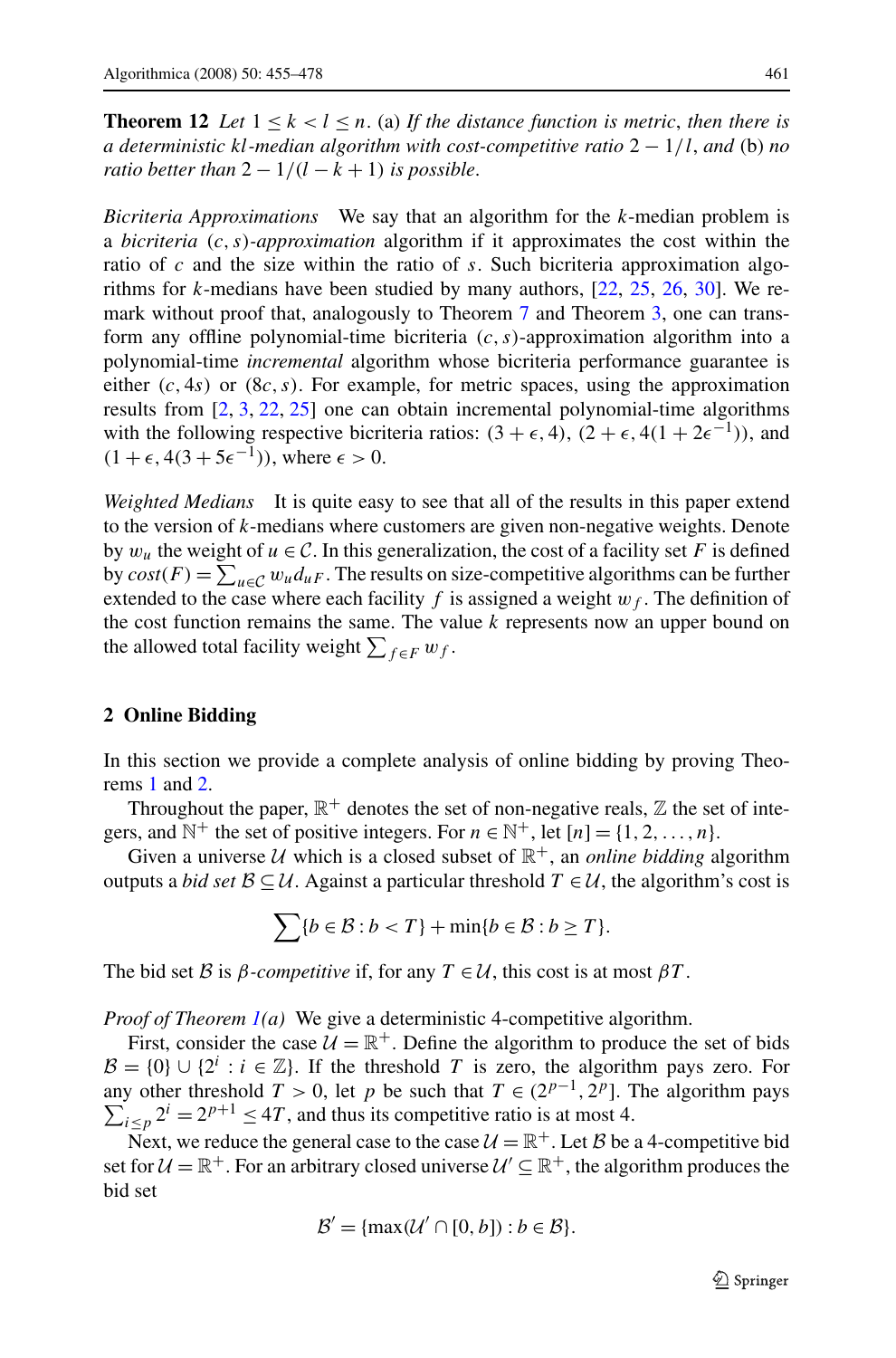**Theorem 12** *Let $1 \le k < l \le n$. (a) If the distance function is metric, then there is a deterministic kl-median algorithm with cost-competitive ratio $2 - 1/l$, and (b) no ratio better than $2 - 1/(l - k + 1)$ is possible.*

*Bicriteria Approximations* We say that an algorithm for the $k$-median problem is a *bicriteria $(c, s)$-approximation* algorithm if it approximates the cost within the ratio of $c$ and the size within the ratio of $s$. Such bicriteria approximation algorithms for $k$-medians have been studied by many authors, [22, 25, 26, 30]. We remark without proof that, analogously to Theorem 7 and Theorem 3, one can transform any offline polynomial-time bicriteria $(c, s)$-approximation algorithm into a polynomial-time *incremental* algorithm whose bicriteria performance guarantee is either $(c, 4s)$ or $(8c, s)$. For example, for metric spaces, using the approximation results from [2, 3, 22, 25] one can obtain incremental polynomial-time algorithms with the following respective bicriteria ratios: $(3 + \epsilon, 4)$, $(2 + \epsilon, 4(1 + 2\epsilon^{-1}))$, and $(1 + \epsilon, 4(3 + 5\epsilon^{-1}))$, where $\epsilon > 0$.

*Weighted Medians* It is quite easy to see that all of the results in this paper extend to the version of $k$-medians where customers are given non-negative weights. Denote by $w_u$ the weight of $u \in \mathcal{C}$. In this generalization, the cost of a facility set $F$ is defined by $cost(F) = \sum_{u \in \mathcal{C}} w_u d_{uF}$. The results on size-competitive algorithms can be further extended to the case where each facility $f$ is assigned a weight $w_f$. The definition of the cost function remains the same. The value $k$ represents now an upper bound on the allowed total facility weight $\sum_{f \in F} w_f$.

## 2 Online Bidding

In this section we provide a complete analysis of online bidding by proving Theorems 1 and 2.

Throughout the paper, $\mathbb{R}^+$ denotes the set of non-negative reals, $\mathbb{Z}$ the set of integers, and $\mathbb{N}^+$ the set of positive integers. For $n \in \mathbb{N}^+$, let $[n] = \{1, 2, \dots, n\}$.

Given a universe $\mathcal{U}$ which is a closed subset of $\mathbb{R}^+$, an *online bidding* algorithm outputs a *bid set* $\mathcal{B} \subseteq \mathcal{U}$. Against a particular threshold $T \in \mathcal{U}$, the algorithm's cost is

$$\sum\{b \in \mathcal{B} : b < T\} + \min\{b \in \mathcal{B} : b \ge T\}.$$

The bid set $\mathcal{B}$ is *$\beta$-competitive* if, for any $T \in \mathcal{U}$, this cost is at most $\beta T$.

*Proof of Theorem 1(a)* We give a deterministic 4-competitive algorithm.

First, consider the case $\mathcal{U} = \mathbb{R}^+$. Define the algorithm to produce the set of bids $\mathcal{B} = \{0\} \cup \{2^i : i \in \mathbb{Z}\}$. If the threshold $T$ is zero, the algorithm pays zero. For any other threshold $T > 0$, let $p$ be such that $T \in (2^{p-1}, 2^p]$. The algorithm pays $\sum_{i \le p} 2^i = 2^{p+1} \le 4T$, and thus its competitive ratio is at most 4.

Next, we reduce the general case to the case $\mathcal{U} = \mathbb{R}^+$. Let $\mathcal{B}$ be a 4-competitive bid set for $\mathcal{U} = \mathbb{R}^+$. For an arbitrary closed universe $\mathcal{U}' \subseteq \mathbb{R}^+$, the algorithm produces the bid set

$$\mathcal{B}' = \{\max(\mathcal{U}' \cap [0, b]) : b \in \mathcal{B}\}.$$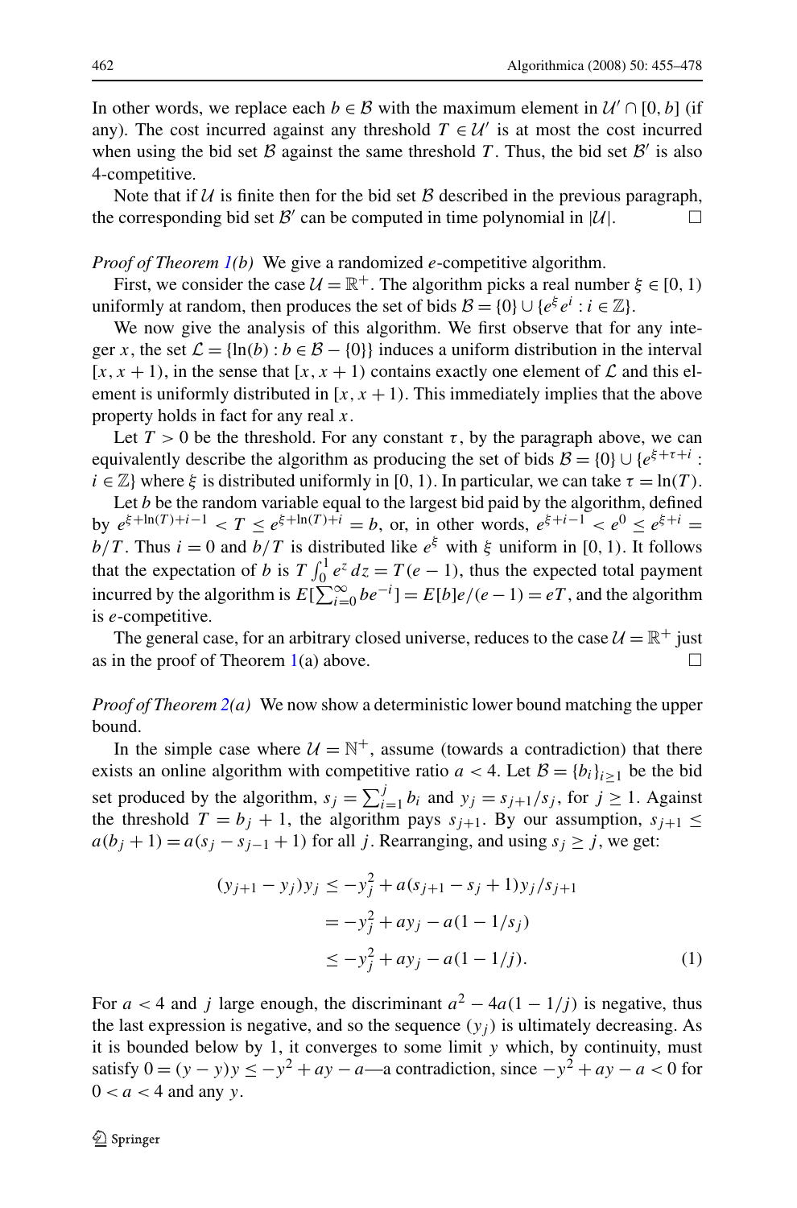In other words, we replace each $b \in \mathcal{B}$ with the maximum element in $\mathcal{U}' \cap [0, b]$ (if any). The cost incurred against any threshold $T \in \mathcal{U}'$ is at most the cost incurred when using the bid set $\mathcal{B}$ against the same threshold $T$. Thus, the bid set $\mathcal{B}'$ is also 4-competitive.

Note that if $\mathcal{U}$ is finite then for the bid set $\mathcal{B}$ described in the previous paragraph, the corresponding bid set $\mathcal{B}'$ can be computed in time polynomial in $|\mathcal{U}|$. $\square$

*Proof of Theorem 1(b)* We give a randomized $e$-competitive algorithm.

First, we consider the case $\mathcal{U} = \mathbb{R}^+$. The algorithm picks a real number $\xi \in [0, 1)$ uniformly at random, then produces the set of bids $\mathcal{B} = \{0\} \cup \{e^\xi e^i : i \in \mathbb{Z}\}$.

We now give the analysis of this algorithm. We first observe that for any integer $x$, the set $\mathcal{L} = \{\ln(b) : b \in \mathcal{B} - \{0\}\}$ induces a uniform distribution in the interval $[x, x+1)$, in the sense that $[x, x+1)$ contains exactly one element of $\mathcal{L}$ and this element is uniformly distributed in $[x, x+1)$. This immediately implies that the above property holds in fact for any real $x$.

Let $T > 0$ be the threshold. For any constant $\tau$, by the paragraph above, we can equivalently describe the algorithm as producing the set of bids $\mathcal{B} = \{0\} \cup \{e^{\xi+\tau+i} : i \in \mathbb{Z}\}$ where $\xi$ is distributed uniformly in $[0, 1)$. In particular, we can take $\tau = \ln(T)$.

Let $b$ be the random variable equal to the largest bid paid by the algorithm, defined by $e^{\xi+\ln(T)+i-1} < T \le e^{\xi+\ln(T)+i} = b$, or, in other words, $e^{\xi+i-1} < e^0 \le e^{\xi+i} = b/T$. Thus $i = 0$ and $b/T$ is distributed like $e^\xi$ with $\xi$ uniform in $[0, 1)$. It follows that the expectation of $b$ is $T\int_0^1 e^z\,dz = T(e-1)$, thus the expected total payment incurred by the algorithm is $E[\sum_{i=0}^{\infty} be^{-i}] = E[b]e/(e-1) = eT$, and the algorithm is $e$-competitive.

The general case, for an arbitrary closed universe, reduces to the case $\mathcal{U} = \mathbb{R}^+$ just as in the proof of Theorem 1(a) above. $\square$

*Proof of Theorem 2(a)* We now show a deterministic lower bound matching the upper bound.

In the simple case where $\mathcal{U} = \mathbb{N}^+$, assume (towards a contradiction) that there exists an online algorithm with competitive ratio $a < 4$. Let $\mathcal{B} = \{b_i\}_{i \ge 1}$ be the bid set produced by the algorithm, $s_j = \sum_{i=1}^{j} b_i$ and $y_j = s_{j+1}/s_j$, for $j \ge 1$. Against the threshold $T = b_j + 1$, the algorithm pays $s_{j+1}$. By our assumption, $s_{j+1} \le a(b_j + 1) = a(s_j - s_{j-1} + 1)$ for all $j$. Rearranging, and using $s_j \ge j$, we get:

$$
\begin{aligned}
(y_{j+1} - y_j)y_j &\le -y_j^2 + a(s_{j+1} - s_j + 1)y_j/s_{j+1} \\
&= -y_j^2 + ay_j - a(1 - 1/s_j) \\
&\le -y_j^2 + ay_j - a(1 - 1/j). \qquad (1)
\end{aligned}
$$

For $a < 4$ and $j$ large enough, the discriminant $a^2 - 4a(1 - 1/j)$ is negative, thus the last expression is negative, and so the sequence $(y_j)$ is ultimately decreasing. As it is bounded below by 1, it converges to some limit $y$ which, by continuity, must satisfy $0 = (y - y)y \le -y^2 + ay - a$—a contradiction, since $-y^2 + ay - a < 0$ for $0 < a < 4$ and any $y$.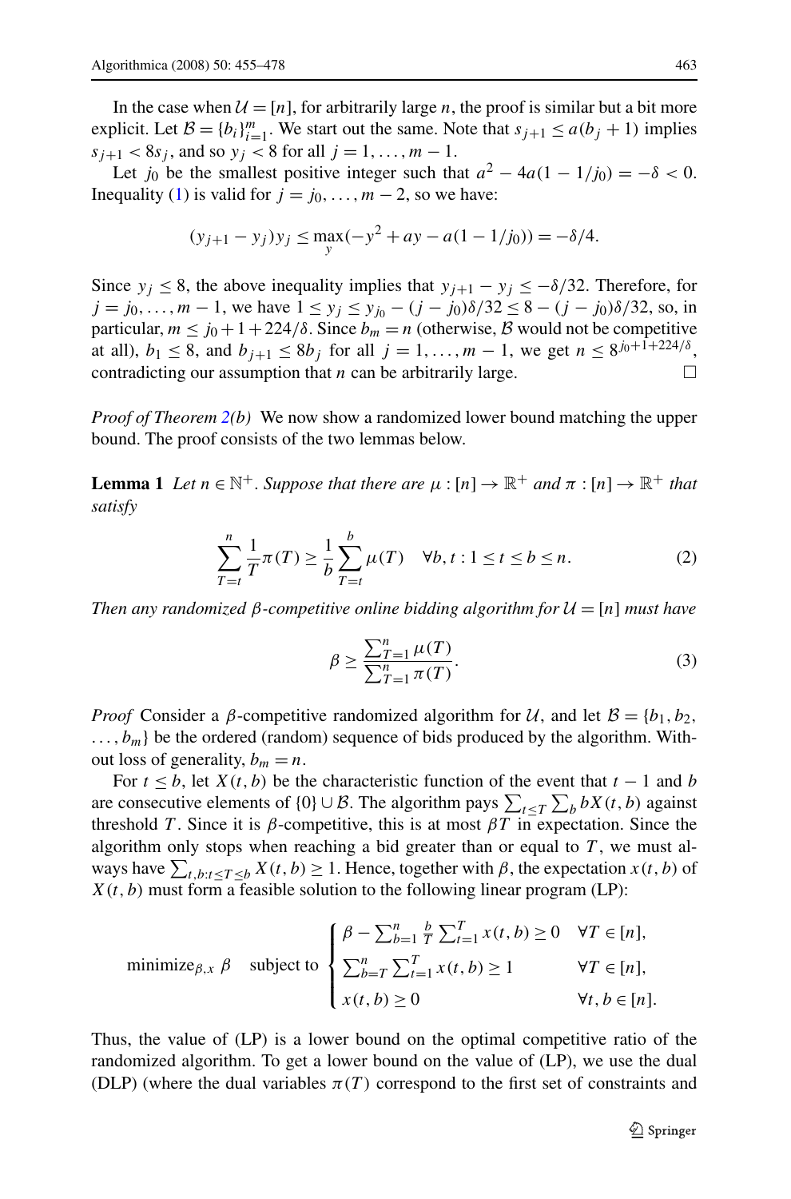In the case when $\mathcal{U} = [n]$, for arbitrarily large $n$, the proof is similar but a bit more explicit. Let $\mathcal{B} = \{b_i\}_{i=1}^m$. We start out the same. Note that $s_{j+1} \le a(b_j + 1)$ implies $s_{j+1} < 8s_j$, and so $y_j < 8$ for all $j = 1, \ldots, m-1$.

Let $j_0$ be the smallest positive integer such that $a^2 - 4a(1 - 1/j_0) = -\delta < 0$. Inequality (1) is valid for $j = j_0, \ldots, m-2$, so we have:

$$(y_{j+1} - y_j)y_j \le \max_y(-y^2 + ay - a(1 - 1/j_0)) = -\delta/4.$$

Since $y_j \le 8$, the above inequality implies that $y_{j+1} - y_j \le -\delta/32$. Therefore, for $j = j_0, \ldots, m-1$, we have $1 \le y_j \le y_{j_0} - (j - j_0)\delta/32 \le 8 - (j - j_0)\delta/32$, so, in particular, $m \le j_0 + 1 + 224/\delta$. Since $b_m = n$ (otherwise, $\mathcal{B}$ would not be competitive at all), $b_1 \le 8$, and $b_{j+1} \le 8b_j$ for all $j = 1, \ldots, m-1$, we get $n \le 8^{j_0+1+224/\delta}$, contradicting our assumption that $n$ can be arbitrarily large. □

*Proof of Theorem 2(b)* We now show a randomized lower bound matching the upper bound. The proof consists of the two lemmas below.

**Lemma 1** *Let $n \in \mathbb{N}^+$. Suppose that there are $\mu : [n] \to \mathbb{R}^+$ and $\pi : [n] \to \mathbb{R}^+$ that satisfy*

$$\sum_{T=t}^{n} \frac{1}{T}\pi(T) \ge \frac{1}{b}\sum_{T=t}^{b}\mu(T) \quad \forall b, t : 1 \le t \le b \le n. \tag{2}$$

*Then any randomized $\beta$-competitive online bidding algorithm for $\mathcal{U} = [n]$ must have*

$$\beta \ge \frac{\sum_{T=1}^{n}\mu(T)}{\sum_{T=1}^{n}\pi(T)}. \tag{3}$$

*Proof* Consider a $\beta$-competitive randomized algorithm for $\mathcal{U}$, and let $\mathcal{B} = \{b_1, b_2, \ldots, b_m\}$ be the ordered (random) sequence of bids produced by the algorithm. Without loss of generality, $b_m = n$.

For $t \le b$, let $X(t, b)$ be the characteristic function of the event that $t - 1$ and $b$ are consecutive elements of $\{0\} \cup \mathcal{B}$. The algorithm pays $\sum_{t \le T}\sum_b bX(t, b)$ against threshold $T$. Since it is $\beta$-competitive, this is at most $\beta T$ in expectation. Since the algorithm only stops when reaching a bid greater than or equal to $T$, we must always have $\sum_{t,b:t \le T \le b} X(t, b) \ge 1$. Hence, together with $\beta$, the expectation $x(t, b)$ of $X(t, b)$ must form a feasible solution to the following linear program (LP):

$$\text{minimize}_{\beta,x}\ \beta \quad \text{subject to} \begin{cases} \beta - \sum_{b=1}^{n}\frac{b}{T}\sum_{t=1}^{T}x(t, b) \ge 0 & \forall T \in [n], \\ \sum_{b=T}^{n}\sum_{t=1}^{T}x(t, b) \ge 1 & \forall T \in [n], \\ x(t, b) \ge 0 & \forall t, b \in [n]. \end{cases}$$

Thus, the value of (LP) is a lower bound on the optimal competitive ratio of the randomized algorithm. To get a lower bound on the value of (LP), we use the dual (DLP) (where the dual variables $\pi(T)$ correspond to the first set of constraints and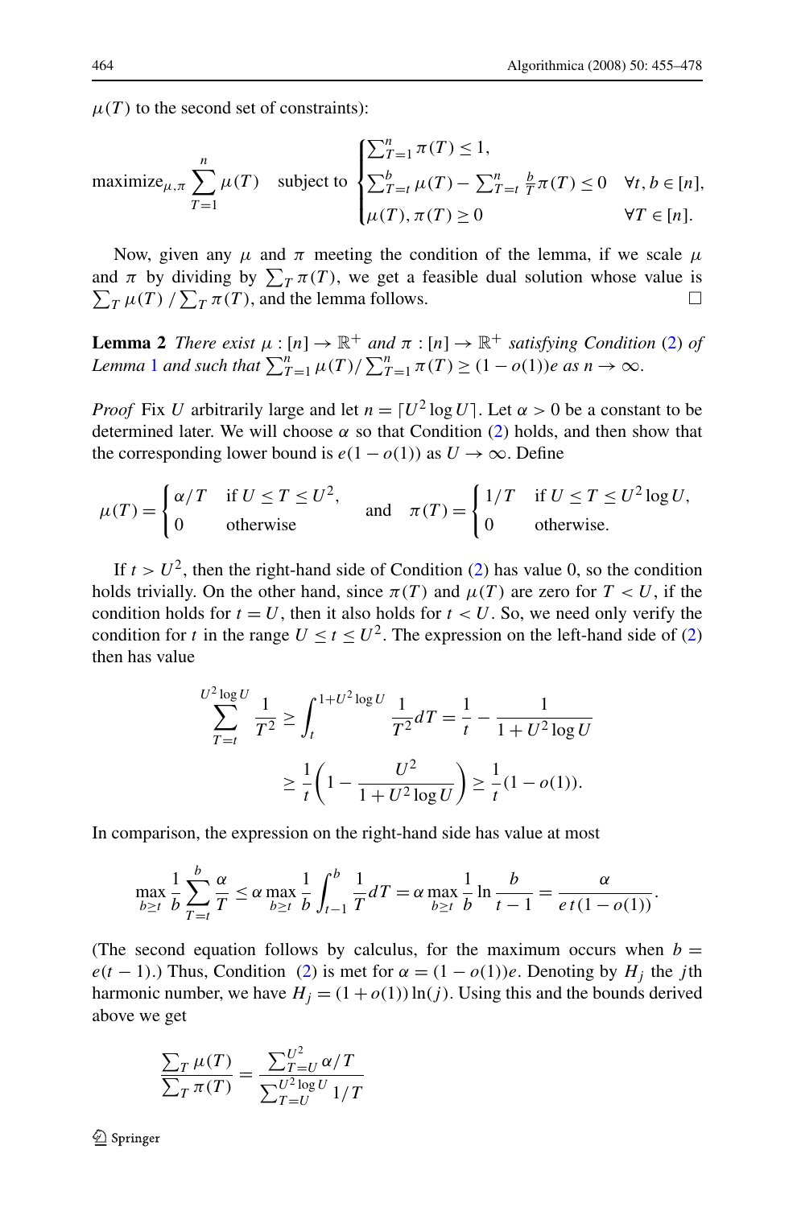$\mu(T)$ to the second set of constraints):

$$\text{maximize}_{\mu,\pi} \sum_{T=1}^{n} \mu(T) \quad \text{subject to} \begin{cases} \sum_{T=1}^{n} \pi(T) \leq 1, \\ \sum_{T=t}^{b} \mu(T) - \sum_{T=t}^{n} \frac{b}{T} \pi(T) \leq 0 & \forall t, b \in [n], \\ \mu(T), \pi(T) \geq 0 & \forall T \in [n]. \end{cases}$$

Now, given any $\mu$ and $\pi$ meeting the condition of the lemma, if we scale $\mu$ and $\pi$ by dividing by $\sum_T \pi(T)$, we get a feasible dual solution whose value is $\sum_T \mu(T) / \sum_T \pi(T)$, and the lemma follows. □

**Lemma 2** *There exist $\mu : [n] \to \mathbb{R}^+$ and $\pi : [n] \to \mathbb{R}^+$ satisfying Condition (2) of Lemma 1 and such that $\sum_{T=1}^{n} \mu(T) / \sum_{T=1}^{n} \pi(T) \geq (1 - o(1))e$ as $n \to \infty$.*

*Proof* Fix $U$ arbitrarily large and let $n = \lceil U^2 \log U \rceil$. Let $\alpha > 0$ be a constant to be determined later. We will choose $\alpha$ so that Condition (2) holds, and then show that the corresponding lower bound is $e(1 - o(1))$ as $U \to \infty$. Define

$$\mu(T) = \begin{cases} \alpha/T & \text{if } U \leq T \leq U^2, \\ 0 & \text{otherwise} \end{cases} \quad \text{and} \quad \pi(T) = \begin{cases} 1/T & \text{if } U \leq T \leq U^2 \log U, \\ 0 & \text{otherwise.} \end{cases}$$

If $t > U^2$, then the right-hand side of Condition (2) has value 0, so the condition holds trivially. On the other hand, since $\pi(T)$ and $\mu(T)$ are zero for $T < U$, if the condition holds for $t = U$, then it also holds for $t < U$. So, we need only verify the condition for $t$ in the range $U \leq t \leq U^2$. The expression on the left-hand side of (2) then has value

$$\sum_{T=t}^{U^2 \log U} \frac{1}{T^2} \geq \int_{t}^{1+U^2 \log U} \frac{1}{T^2} dT = \frac{1}{t} - \frac{1}{1 + U^2 \log U}$$
$$\geq \frac{1}{t}\left(1 - \frac{U^2}{1 + U^2 \log U}\right) \geq \frac{1}{t}(1 - o(1)).$$

In comparison, the expression on the right-hand side has value at most

$$\max_{b \geq t} \frac{1}{b} \sum_{T=t}^{b} \frac{\alpha}{T} \leq \alpha \max_{b \geq t} \frac{1}{b} \int_{t-1}^{b} \frac{1}{T} dT = \alpha \max_{b \geq t} \frac{1}{b} \ln \frac{b}{t-1} = \frac{\alpha}{e\, t(1 - o(1))}.$$

(The second equation follows by calculus, for the maximum occurs when $b = e(t-1)$.) Thus, Condition (2) is met for $\alpha = (1 - o(1))e$. Denoting by $H_j$ the $j$th harmonic number, we have $H_j = (1 + o(1)) \ln(j)$. Using this and the bounds derived above we get

$$\frac{\sum_T \mu(T)}{\sum_T \pi(T)} = \frac{\sum_{T=U}^{U^2} \alpha/T}{\sum_{T=U}^{U^2 \log U} 1/T}$$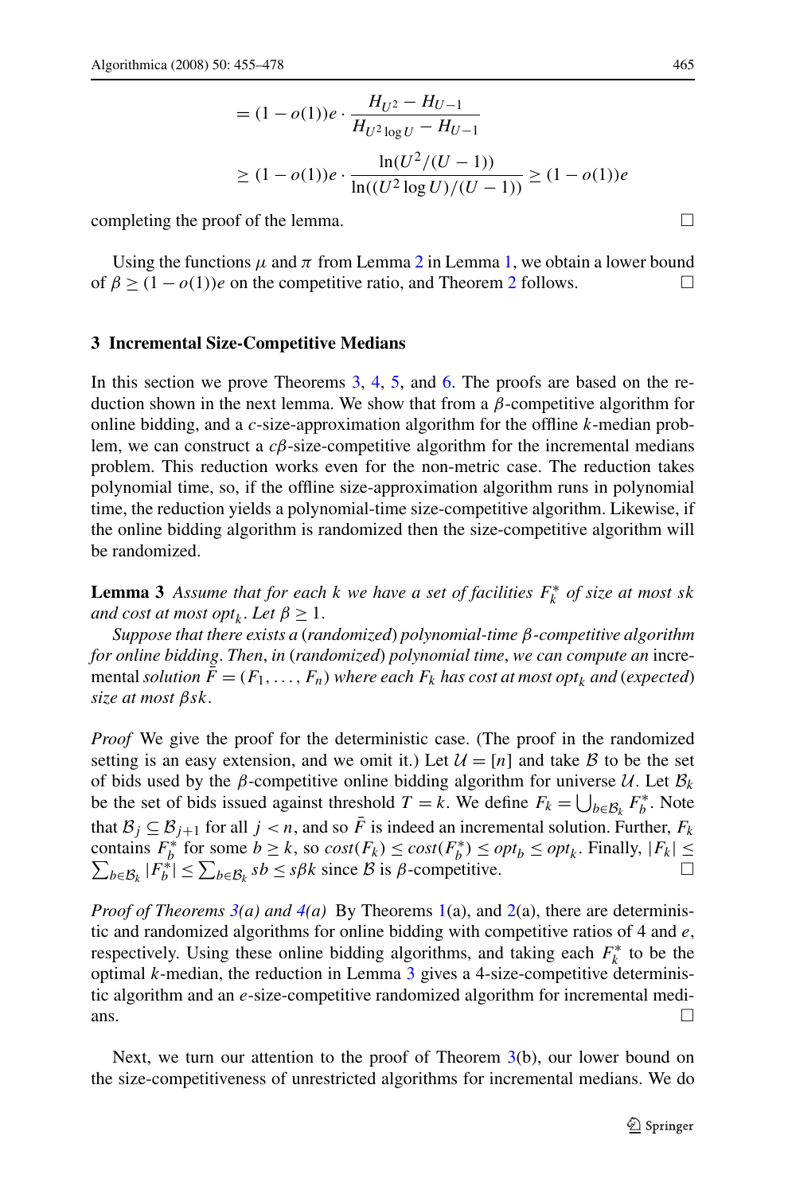$$= (1 - o(1))e \cdot \frac{H_{U^2} - H_{U-1}}{H_{U^2 \log U} - H_{U-1}}$$

$$\geq (1 - o(1))e \cdot \frac{\ln(U^2/(U-1))}{\ln((U^2 \log U)/(U-1))} \geq (1 - o(1))e$$

completing the proof of the lemma. □

Using the functions $\mu$ and $\pi$ from Lemma 2 in Lemma 1, we obtain a lower bound of $\beta \geq (1 - o(1))e$ on the competitive ratio, and Theorem 2 follows. □

## 3 Incremental Size-Competitive Medians

In this section we prove Theorems 3, 4, 5, and 6. The proofs are based on the reduction shown in the next lemma. We show that from a $\beta$-competitive algorithm for online bidding, and a $c$-size-approximation algorithm for the offline $k$-median problem, we can construct a $c\beta$-size-competitive algorithm for the incremental medians problem. This reduction works even for the non-metric case. The reduction takes polynomial time, so, if the offline size-approximation algorithm runs in polynomial time, the reduction yields a polynomial-time size-competitive algorithm. Likewise, if the online bidding algorithm is randomized then the size-competitive algorithm will be randomized.

**Lemma 3** *Assume that for each $k$ we have a set of facilities $F_k^*$ of size at most $sk$ and cost at most $opt_k$. Let $\beta \geq 1$.*

*Suppose that there exists a (randomized) polynomial-time $\beta$-competitive algorithm for online bidding. Then, in (randomized) polynomial time, we can compute an* incremental *solution $\bar{F} = (F_1, \ldots, F_n)$ where each $F_k$ has cost at most $opt_k$ and (expected) size at most $\beta sk$.*

*Proof* We give the proof for the deterministic case. (The proof in the randomized setting is an easy extension, and we omit it.) Let $\mathcal{U} = [n]$ and take $\mathcal{B}$ to be the set of bids used by the $\beta$-competitive online bidding algorithm for universe $\mathcal{U}$. Let $\mathcal{B}_k$ be the set of bids issued against threshold $T = k$. We define $F_k = \bigcup_{b \in \mathcal{B}_k} F_b^*$. Note that $\mathcal{B}_j \subseteq \mathcal{B}_{j+1}$ for all $j < n$, and so $\bar{F}$ is indeed an incremental solution. Further, $F_k$ contains $F_b^*$ for some $b \geq k$, so $cost(F_k) \leq cost(F_b^*) \leq opt_b \leq opt_k$. Finally, $|F_k| \leq \sum_{b \in \mathcal{B}_k} |F_b^*| \leq \sum_{b \in \mathcal{B}_k} sb \leq s\beta k$ since $\mathcal{B}$ is $\beta$-competitive. □

*Proof of Theorems 3(a) and 4(a)* By Theorems 1(a), and 2(a), there are deterministic and randomized algorithms for online bidding with competitive ratios of 4 and $e$, respectively. Using these online bidding algorithms, and taking each $F_k^*$ to be the optimal $k$-median, the reduction in Lemma 3 gives a 4-size-competitive deterministic algorithm and an $e$-size-competitive randomized algorithm for incremental medians. □

Next, we turn our attention to the proof of Theorem 3(b), our lower bound on the size-competitiveness of unrestricted algorithms for incremental medians. We do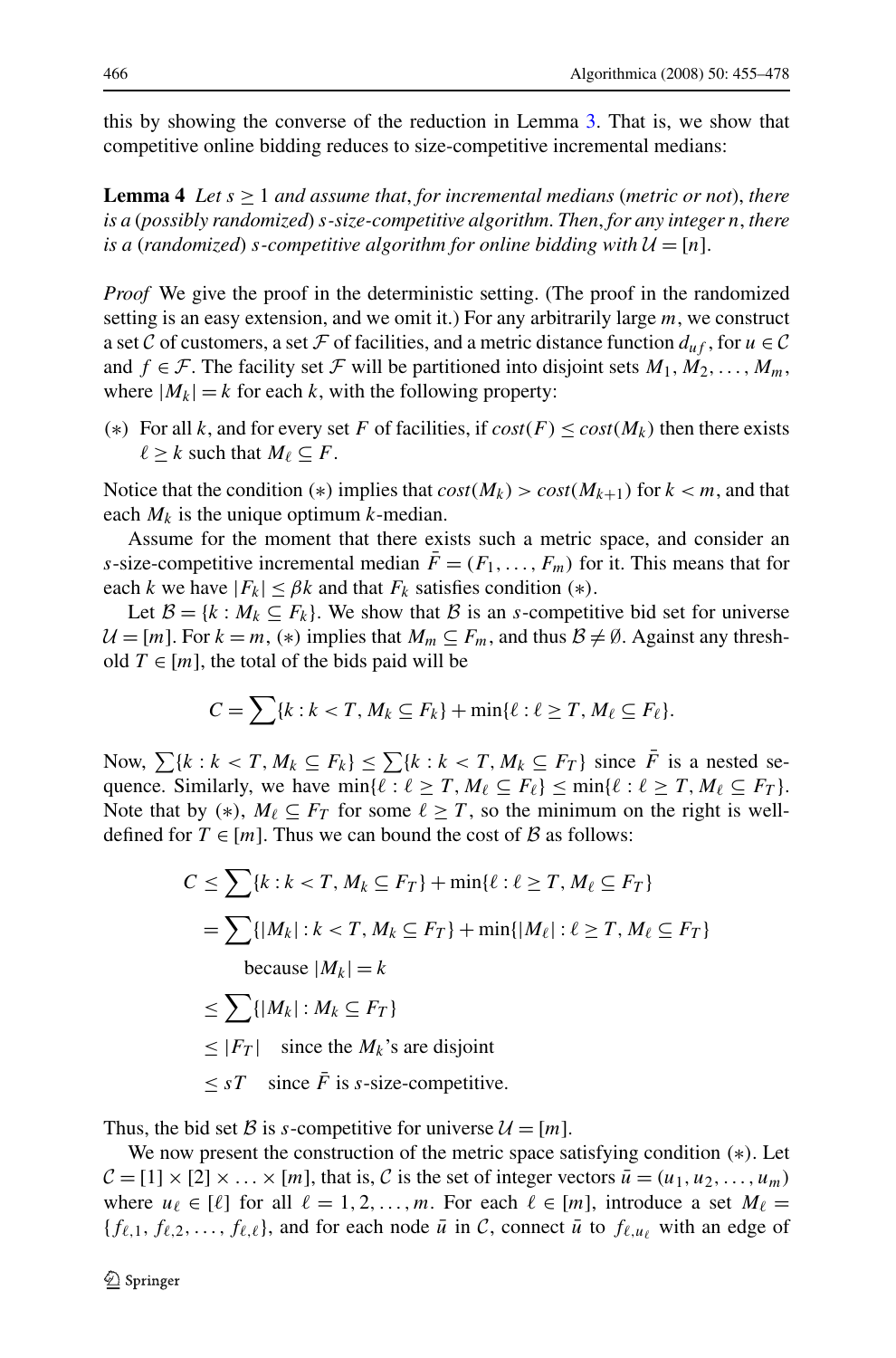this by showing the converse of the reduction in Lemma 3. That is, we show that competitive online bidding reduces to size-competitive incremental medians:

**Lemma 4** *Let $s \geq 1$ and assume that, for incremental medians (metric or not), there is a (possibly randomized) $s$-size-competitive algorithm. Then, for any integer $n$, there is a (randomized) $s$-competitive algorithm for online bidding with $\mathcal{U} = [n]$.*

*Proof* We give the proof in the deterministic setting. (The proof in the randomized setting is an easy extension, and we omit it.) For any arbitrarily large $m$, we construct a set $\mathcal{C}$ of customers, a set $\mathcal{F}$ of facilities, and a metric distance function $d_{uf}$, for $u \in \mathcal{C}$ and $f \in \mathcal{F}$. The facility set $\mathcal{F}$ will be partitioned into disjoint sets $M_1, M_2, \ldots, M_m$, where $|M_k| = k$ for each $k$, with the following property:

($*$) For all $k$, and for every set $F$ of facilities, if $cost(F) \leq cost(M_k)$ then there exists $\ell \geq k$ such that $M_\ell \subseteq F$.

Notice that the condition ($*$) implies that $cost(M_k) > cost(M_{k+1})$ for $k < m$, and that each $M_k$ is the unique optimum $k$-median.

Assume for the moment that there exists such a metric space, and consider an $s$-size-competitive incremental median $\bar{F} = (F_1, \ldots, F_m)$ for it. This means that for each $k$ we have $|F_k| \leq \beta k$ and that $F_k$ satisfies condition ($*$).

Let $\mathcal{B} = \{k : M_k \subseteq F_k\}$. We show that $\mathcal{B}$ is an $s$-competitive bid set for universe $\mathcal{U} = [m]$. For $k = m$, ($*$) implies that $M_m \subseteq F_m$, and thus $\mathcal{B} \neq \emptyset$. Against any threshold $T \in [m]$, the total of the bids paid will be

$$C = \sum\{k : k < T, M_k \subseteq F_k\} + \min\{\ell : \ell \geq T, M_\ell \subseteq F_\ell\}.$$

Now, $\sum\{k : k < T, M_k \subseteq F_k\} \leq \sum\{k : k < T, M_k \subseteq F_T\}$ since $\bar{F}$ is a nested sequence. Similarly, we have $\min\{\ell : \ell \geq T, M_\ell \subseteq F_\ell\} \leq \min\{\ell : \ell \geq T, M_\ell \subseteq F_T\}$. Note that by ($*$), $M_\ell \subseteq F_T$ for some $\ell \geq T$, so the minimum on the right is well-defined for $T \in [m]$. Thus we can bound the cost of $\mathcal{B}$ as follows:

$$\begin{aligned}
C &\leq \sum\{k : k < T, M_k \subseteq F_T\} + \min\{\ell : \ell \geq T, M_\ell \subseteq F_T\} \\
&= \sum\{|M_k| : k < T, M_k \subseteq F_T\} + \min\{|M_\ell| : \ell \geq T, M_\ell \subseteq F_T\} \\
&\qquad \text{because } |M_k| = k \\
&\leq \sum\{|M_k| : M_k \subseteq F_T\} \\
&\leq |F_T| \quad \text{since the } M_k\text{'s are disjoint} \\
&\leq sT \quad \text{since } \bar{F} \text{ is } s\text{-size-competitive.}
\end{aligned}$$

Thus, the bid set $\mathcal{B}$ is $s$-competitive for universe $\mathcal{U} = [m]$.

We now present the construction of the metric space satisfying condition ($*$). Let $\mathcal{C} = [1] \times [2] \times \ldots \times [m]$, that is, $\mathcal{C}$ is the set of integer vectors $\bar{u} = (u_1, u_2, \ldots, u_m)$ where $u_\ell \in [\ell]$ for all $\ell = 1, 2, \ldots, m$. For each $\ell \in [m]$, introduce a set $M_\ell = \{f_{\ell,1}, f_{\ell,2}, \ldots, f_{\ell,\ell}\}$, and for each node $\bar{u}$ in $\mathcal{C}$, connect $\bar{u}$ to $f_{\ell,u_\ell}$ with an edge of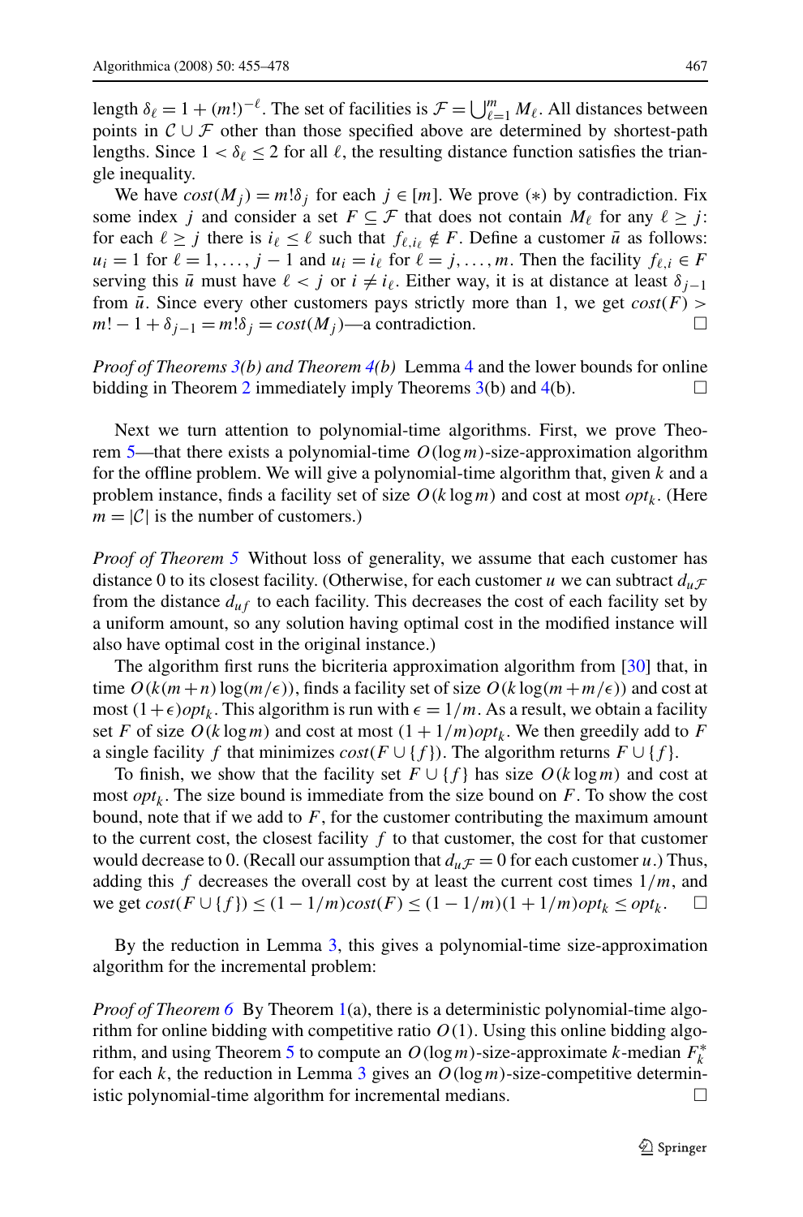length $\delta_\ell = 1 + (m!)^{-\ell}$. The set of facilities is $\mathcal{F} = \bigcup_{\ell=1}^{m} M_\ell$. All distances between points in $\mathcal{C} \cup \mathcal{F}$ other than those specified above are determined by shortest-path lengths. Since $1 < \delta_\ell \le 2$ for all $\ell$, the resulting distance function satisfies the triangle inequality.

We have $cost(M_j) = m!\delta_j$ for each $j \in [m]$. We prove $(*)$ by contradiction. Fix some index $j$ and consider a set $F \subseteq \mathcal{F}$ that does not contain $M_\ell$ for any $\ell \ge j$: for each $\ell \ge j$ there is $i_\ell \le \ell$ such that $f_{\ell,i_\ell} \notin F$. Define a customer $\bar{u}$ as follows: $u_i = 1$ for $\ell = 1, \ldots, j-1$ and $u_i = i_\ell$ for $\ell = j, \ldots, m$. Then the facility $f_{\ell,i} \in F$ serving this $\bar{u}$ must have $\ell < j$ or $i \ne i_\ell$. Either way, it is at distance at least $\delta_{j-1}$ from $\bar{u}$. Since every other customers pays strictly more than 1, we get $cost(F) > m! - 1 + \delta_{j-1} = m!\delta_j = cost(M_j)$—a contradiction. □

*Proof of Theorems 3(b) and Theorem 4(b)* Lemma 4 and the lower bounds for online bidding in Theorem 2 immediately imply Theorems 3(b) and 4(b). □

Next we turn attention to polynomial-time algorithms. First, we prove Theorem 5—that there exists a polynomial-time $O(\log m)$-size-approximation algorithm for the offline problem. We will give a polynomial-time algorithm that, given $k$ and a problem instance, finds a facility set of size $O(k \log m)$ and cost at most $opt_k$. (Here $m = |\mathcal{C}|$ is the number of customers.)

*Proof of Theorem 5* Without loss of generality, we assume that each customer has distance 0 to its closest facility. (Otherwise, for each customer $u$ we can subtract $d_{u\mathcal{F}}$ from the distance $d_{uf}$ to each facility. This decreases the cost of each facility set by a uniform amount, so any solution having optimal cost in the modified instance will also have optimal cost in the original instance.)

The algorithm first runs the bicriteria approximation algorithm from [30] that, in time $O(k(m+n)\log(m/\epsilon))$, finds a facility set of size $O(k \log(m + m/\epsilon))$ and cost at most $(1+\epsilon)opt_k$. This algorithm is run with $\epsilon = 1/m$. As a result, we obtain a facility set $F$ of size $O(k \log m)$ and cost at most $(1 + 1/m)opt_k$. We then greedily add to $F$ a single facility $f$ that minimizes $cost(F \cup \{f\})$. The algorithm returns $F \cup \{f\}$.

To finish, we show that the facility set $F \cup \{f\}$ has size $O(k \log m)$ and cost at most $opt_k$. The size bound is immediate from the size bound on $F$. To show the cost bound, note that if we add to $F$, for the customer contributing the maximum amount to the current cost, the closest facility $f$ to that customer, the cost for that customer would decrease to 0. (Recall our assumption that $d_{u\mathcal{F}} = 0$ for each customer $u$.) Thus, adding this $f$ decreases the overall cost by at least the current cost times $1/m$, and we get $cost(F \cup \{f\}) \le (1 - 1/m)cost(F) \le (1 - 1/m)(1 + 1/m)opt_k \le opt_k$. □

By the reduction in Lemma 3, this gives a polynomial-time size-approximation algorithm for the incremental problem:

*Proof of Theorem 6* By Theorem 1(a), there is a deterministic polynomial-time algorithm for online bidding with competitive ratio $O(1)$. Using this online bidding algorithm, and using Theorem 5 to compute an $O(\log m)$-size-approximate $k$-median $F_k^*$ for each $k$, the reduction in Lemma 3 gives an $O(\log m)$-size-competitive deterministic polynomial-time algorithm for incremental medians. □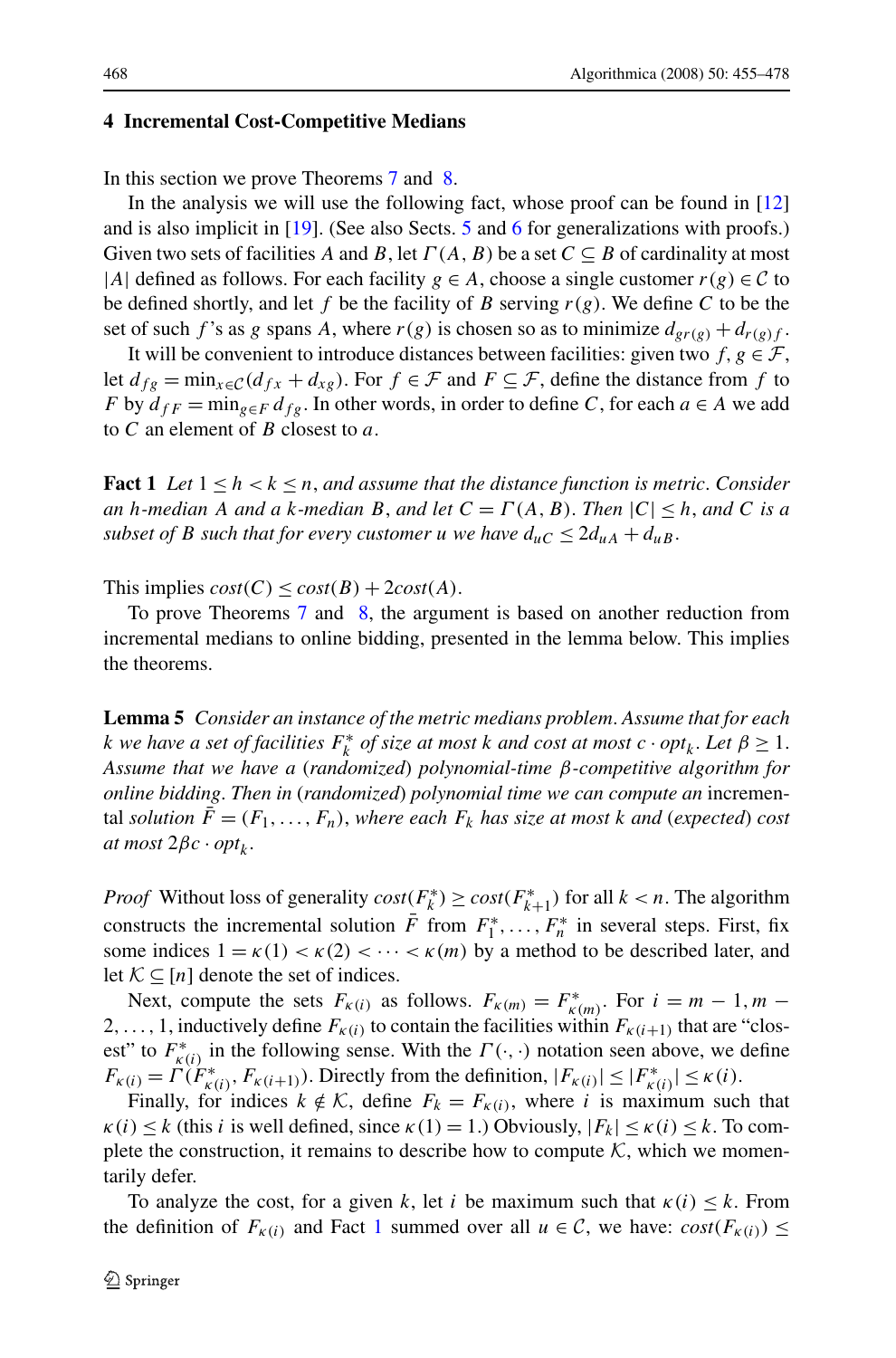## 4 Incremental Cost-Competitive Medians

In this section we prove Theorems 7 and 8.

In the analysis we will use the following fact, whose proof can be found in [12] and is also implicit in [19]. (See also Sects. 5 and 6 for generalizations with proofs.) Given two sets of facilities $A$ and $B$, let $\Gamma(A, B)$ be a set $C \subseteq B$ of cardinality at most $|A|$ defined as follows. For each facility $g \in A$, choose a single customer $r(g) \in \mathcal{C}$ to be defined shortly, and let $f$ be the facility of $B$ serving $r(g)$. We define $C$ to be the set of such $f$'s as $g$ spans $A$, where $r(g)$ is chosen so as to minimize $d_{gr(g)} + d_{r(g)f}$.

It will be convenient to introduce distances between facilities: given two $f, g \in \mathcal{F}$, let $d_{fg} = \min_{x \in \mathcal{C}}(d_{fx} + d_{xg})$. For $f \in \mathcal{F}$ and $F \subseteq \mathcal{F}$, define the distance from $f$ to $F$ by $d_{fF} = \min_{g \in F} d_{fg}$. In other words, in order to define $C$, for each $a \in A$ we add to $C$ an element of $B$ closest to $a$.

**Fact 1** *Let $1 \leq h < k \leq n$, and assume that the distance function is metric. Consider an $h$-median $A$ and a $k$-median $B$, and let $C = \Gamma(A, B)$. Then $|C| \leq h$, and $C$ is a subset of $B$ such that for every customer $u$ we have $d_{uC} \leq 2d_{uA} + d_{uB}$.*

This implies $cost(C) \leq cost(B) + 2cost(A)$.

To prove Theorems 7 and 8, the argument is based on another reduction from incremental medians to online bidding, presented in the lemma below. This implies the theorems.

**Lemma 5** *Consider an instance of the metric medians problem. Assume that for each $k$ we have a set of facilities $F_k^*$ of size at most $k$ and cost at most $c \cdot opt_k$. Let $\beta \geq 1$. Assume that we have a (randomized) polynomial-time $\beta$-competitive algorithm for online bidding. Then in (randomized) polynomial time we can compute an* incremental *solution $\bar{F} = (F_1, \ldots, F_n)$, where each $F_k$ has size at most $k$ and (expected) cost at most $2\beta c \cdot opt_k$.*

*Proof* Without loss of generality $cost(F_k^*) \geq cost(F_{k+1}^*)$ for all $k < n$. The algorithm constructs the incremental solution $\bar{F}$ from $F_1^*, \ldots, F_n^*$ in several steps. First, fix some indices $1 = \kappa(1) < \kappa(2) < \cdots < \kappa(m)$ by a method to be described later, and let $\mathcal{K} \subseteq [n]$ denote the set of indices.

Next, compute the sets $F_{\kappa(i)}$ as follows. $F_{\kappa(m)} = F_{\kappa(m)}^*$. For $i = m-1, m-2, \ldots, 1$, inductively define $F_{\kappa(i)}$ to contain the facilities within $F_{\kappa(i+1)}$ that are "closest" to $F_{\kappa(i)}^*$ in the following sense. With the $\Gamma(\cdot, \cdot)$ notation seen above, we define $F_{\kappa(i)} = \Gamma(F_{\kappa(i)}^*, F_{\kappa(i+1)})$. Directly from the definition, $|F_{\kappa(i)}| \leq |F_{\kappa(i)}^*| \leq \kappa(i)$.

Finally, for indices $k \notin \mathcal{K}$, define $F_k = F_{\kappa(i)}$, where $i$ is maximum such that $\kappa(i) \leq k$ (this $i$ is well defined, since $\kappa(1) = 1$.) Obviously, $|F_k| \leq \kappa(i) \leq k$. To complete the construction, it remains to describe how to compute $\mathcal{K}$, which we momentarily defer.

To analyze the cost, for a given $k$, let $i$ be maximum such that $\kappa(i) \leq k$. From the definition of $F_{\kappa(i)}$ and Fact 1 summed over all $u \in \mathcal{C}$, we have: $cost(F_{\kappa(i)}) \leq$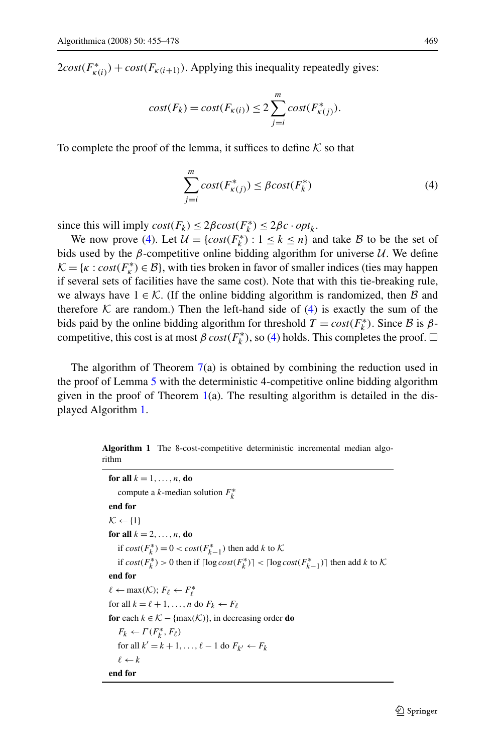$2cost(F^*_{\kappa(i)}) + cost(F_{\kappa(i+1)})$. Applying this inequality repeatedly gives:

$$cost(F_k) = cost(F_{\kappa(i)}) \le 2\sum_{j=i}^{m} cost(F^*_{\kappa(j)}).$$

To complete the proof of the lemma, it suffices to define $\mathcal{K}$ so that

$$\sum_{j=i}^{m} cost(F^*_{\kappa(j)}) \le \beta cost(F^*_k) \tag{4}$$

since this will imply $cost(F_k) \le 2\beta cost(F^*_k) \le 2\beta c \cdot opt_k$.

We now prove (4). Let $\mathcal{U} = \{cost(F^*_k) : 1 \le k \le n\}$ and take $\mathcal{B}$ to be the set of bids used by the $\beta$-competitive online bidding algorithm for universe $\mathcal{U}$. We define $\mathcal{K} = \{\kappa : cost(F^*_\kappa) \in \mathcal{B}\}$, with ties broken in favor of smaller indices (ties may happen if several sets of facilities have the same cost). Note that with this tie-breaking rule, we always have $1 \in \mathcal{K}$. (If the online bidding algorithm is randomized, then $\mathcal{B}$ and therefore $\mathcal{K}$ are random.) Then the left-hand side of (4) is exactly the sum of the bids paid by the online bidding algorithm for threshold $T = cost(F^*_k)$. Since $\mathcal{B}$ is $\beta$-competitive, this cost is at most $\beta\, cost(F^*_k)$, so (4) holds. This completes the proof. □

The algorithm of Theorem 7(a) is obtained by combining the reduction used in the proof of Lemma 5 with the deterministic 4-competitive online bidding algorithm given in the proof of Theorem 1(a). The resulting algorithm is detailed in the displayed Algorithm 1.

**Algorithm 1** The 8-cost-competitive deterministic incremental median algorithm

```
for all k = 1, ..., n, do
    compute a k-median solution F*_k
end for
K ← {1}
for all k = 2, ..., n, do
    if cost(F*_k) = 0 < cost(F*_{k-1}) then add k to K
    if cost(F*_k) > 0 then if ⌈log cost(F*_k)⌉ < ⌈log cost(F*_{k-1})⌉ then add k to K
end for
ℓ ← max(K); F_ℓ ← F*_ℓ
for all k = ℓ+1, ..., n do F_k ← F_ℓ
for each k ∈ K − {max(K)}, in decreasing order do
    F_k ← Γ(F*_k, F_ℓ)
    for all k' = k+1, ..., ℓ−1 do F_{k'} ← F_k
    ℓ ← k
end for
```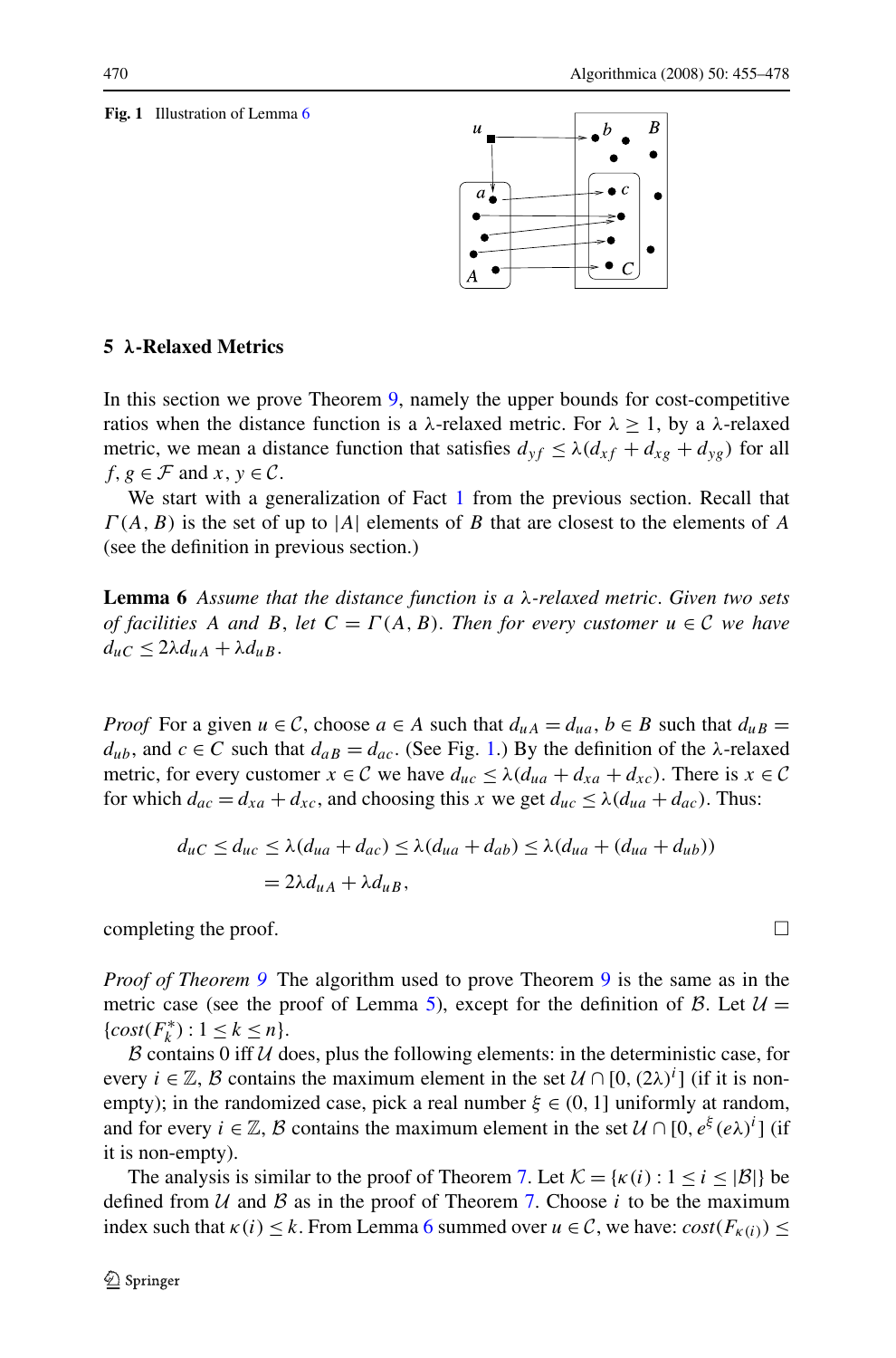**Fig. 1** Illustration of Lemma 6

## 5 λ-Relaxed Metrics

In this section we prove Theorem 9, namely the upper bounds for cost-competitive ratios when the distance function is a λ-relaxed metric. For $\lambda \geq 1$, by a λ-relaxed metric, we mean a distance function that satisfies $d_{yf} \leq \lambda(d_{xf} + d_{xg} + d_{yg})$ for all $f, g \in \mathcal{F}$ and $x, y \in \mathcal{C}$.

We start with a generalization of Fact 1 from the previous section. Recall that $\Gamma(A, B)$ is the set of up to $|A|$ elements of $B$ that are closest to the elements of $A$ (see the definition in previous section.)

**Lemma 6** *Assume that the distance function is a λ-relaxed metric. Given two sets of facilities $A$ and $B$, let $C = \Gamma(A, B)$. Then for every customer $u \in \mathcal{C}$ we have $d_{uC} \leq 2\lambda d_{uA} + \lambda d_{uB}$.*

*Proof* For a given $u \in \mathcal{C}$, choose $a \in A$ such that $d_{uA} = d_{ua}$, $b \in B$ such that $d_{uB} = d_{ub}$, and $c \in C$ such that $d_{aB} = d_{ac}$. (See Fig. 1.) By the definition of the λ-relaxed metric, for every customer $x \in \mathcal{C}$ we have $d_{uc} \leq \lambda(d_{ua} + d_{xa} + d_{xc})$. There is $x \in \mathcal{C}$ for which $d_{ac} = d_{xa} + d_{xc}$, and choosing this $x$ we get $d_{uc} \leq \lambda(d_{ua} + d_{ac})$. Thus:

$$
\begin{aligned}
d_{uC} \leq d_{uc} &\leq \lambda(d_{ua} + d_{ac}) \leq \lambda(d_{ua} + d_{ab}) \leq \lambda(d_{ua} + (d_{ua} + d_{ub})) \\
&= 2\lambda d_{uA} + \lambda d_{uB},
\end{aligned}
$$

completing the proof. □

*Proof of Theorem 9* The algorithm used to prove Theorem 9 is the same as in the metric case (see the proof of Lemma 5), except for the definition of $\mathcal{B}$. Let $\mathcal{U} = \{cost(F_k^*) : 1 \leq k \leq n\}$.

$\mathcal{B}$ contains 0 iff $\mathcal{U}$ does, plus the following elements: in the deterministic case, for every $i \in \mathbb{Z}$, $\mathcal{B}$ contains the maximum element in the set $\mathcal{U} \cap [0, (2\lambda)^i]$ (if it is non-empty); in the randomized case, pick a real number $\xi \in (0, 1]$ uniformly at random, and for every $i \in \mathbb{Z}$, $\mathcal{B}$ contains the maximum element in the set $\mathcal{U} \cap [0, e^{\xi}(e\lambda)^i]$ (if it is non-empty).

The analysis is similar to the proof of Theorem 7. Let $\mathcal{K} = \{\kappa(i) : 1 \leq i \leq |\mathcal{B}|\}$ be defined from $\mathcal{U}$ and $\mathcal{B}$ as in the proof of Theorem 7. Choose $i$ to be the maximum index such that $\kappa(i) \leq k$. From Lemma 6 summed over $u \in \mathcal{C}$, we have: $cost(F_{\kappa(i)}) \leq$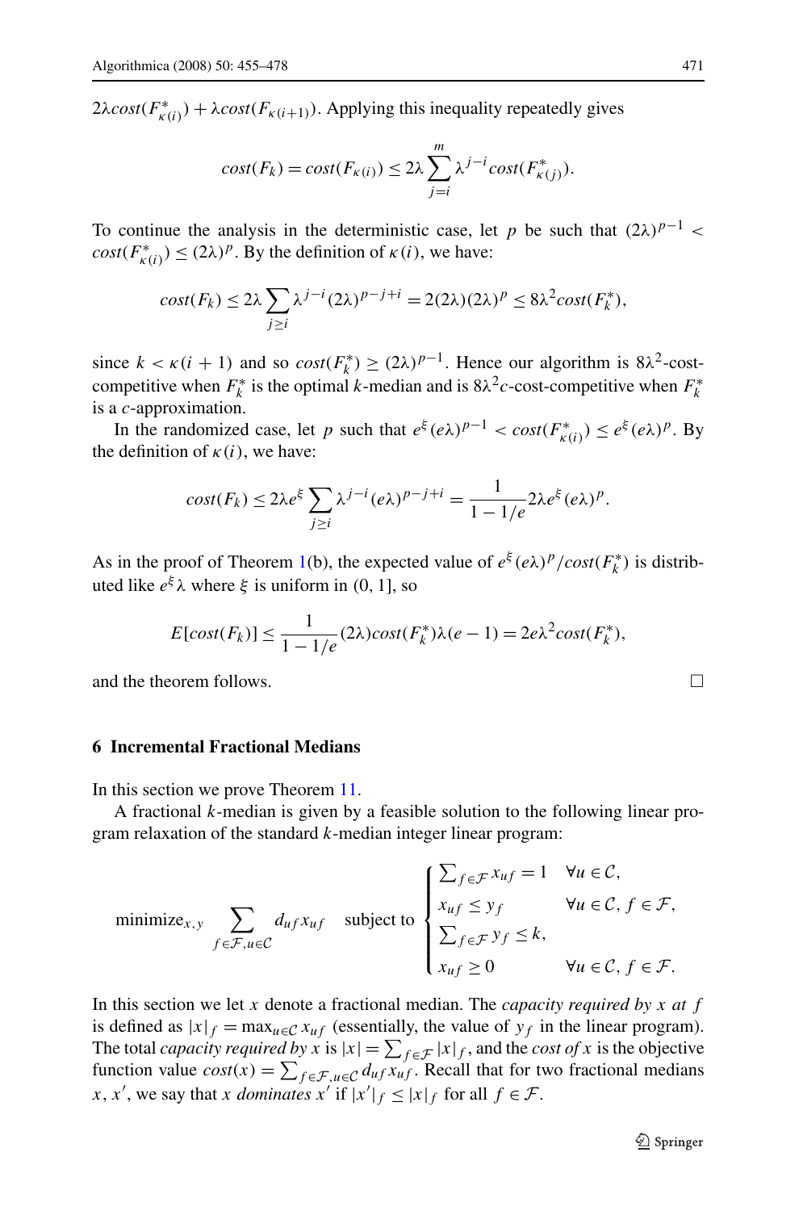$2\lambda cost(F^*_{\kappa(i)}) + \lambda cost(F_{\kappa(i+1)})$. Applying this inequality repeatedly gives

$$cost(F_k) = cost(F_{\kappa(i)}) \le 2\lambda \sum_{j=i}^{m} \lambda^{j-i} cost(F^*_{\kappa(j)}).$$

To continue the analysis in the deterministic case, let $p$ be such that $(2\lambda)^{p-1} < cost(F^*_{\kappa(i)}) \le (2\lambda)^p$. By the definition of $\kappa(i)$, we have:

$$cost(F_k) \le 2\lambda \sum_{j \ge i} \lambda^{j-i} (2\lambda)^{p-j+i} = 2(2\lambda)(2\lambda)^p \le 8\lambda^2 cost(F^*_k),$$

since $k < \kappa(i+1)$ and so $cost(F^*_k) \ge (2\lambda)^{p-1}$. Hence our algorithm is $8\lambda^2$-cost-competitive when $F^*_k$ is the optimal $k$-median and is $8\lambda^2 c$-cost-competitive when $F^*_k$ is a $c$-approximation.

In the randomized case, let $p$ such that $e^{\xi}(e\lambda)^{p-1} < cost(F^*_{\kappa(i)}) \le e^{\xi}(e\lambda)^p$. By the definition of $\kappa(i)$, we have:

$$cost(F_k) \le 2\lambda e^{\xi} \sum_{j \ge i} \lambda^{j-i} (e\lambda)^{p-j+i} = \frac{1}{1 - 1/e} 2\lambda e^{\xi} (e\lambda)^p.$$

As in the proof of Theorem 1(b), the expected value of $e^{\xi}(e\lambda)^p / cost(F^*_k)$ is distributed like $e^{\xi}\lambda$ where $\xi$ is uniform in $(0, 1]$, so

$$E[cost(F_k)] \le \frac{1}{1 - 1/e} (2\lambda) cost(F^*_k) \lambda (e - 1) = 2e\lambda^2 cost(F^*_k),$$

and the theorem follows. □

## 6 Incremental Fractional Medians

In this section we prove Theorem 11.

A fractional $k$-median is given by a feasible solution to the following linear program relaxation of the standard $k$-median integer linear program:

$$\text{minimize}_{x,y} \sum_{f \in \mathcal{F}, u \in \mathcal{C}} d_{uf} x_{uf} \quad \text{subject to} \begin{cases} \sum_{f \in \mathcal{F}} x_{uf} = 1 & \forall u \in \mathcal{C}, \\ x_{uf} \le y_f & \forall u \in \mathcal{C},\ f \in \mathcal{F}, \\ \sum_{f \in \mathcal{F}} y_f \le k, & \\ x_{uf} \ge 0 & \forall u \in \mathcal{C},\ f \in \mathcal{F}. \end{cases}$$

In this section we let $x$ denote a fractional median. The *capacity required by $x$ at $f$* is defined as $|x|_f = \max_{u \in \mathcal{C}} x_{uf}$ (essentially, the value of $y_f$ in the linear program). The total *capacity required by $x$* is $|x| = \sum_{f \in \mathcal{F}} |x|_f$, and the *cost of $x$* is the objective function value $cost(x) = \sum_{f \in \mathcal{F}, u \in \mathcal{C}} d_{uf} x_{uf}$. Recall that for two fractional medians $x, x'$, we say that $x$ *dominates* $x'$ if $|x'|_f \le |x|_f$ for all $f \in \mathcal{F}$.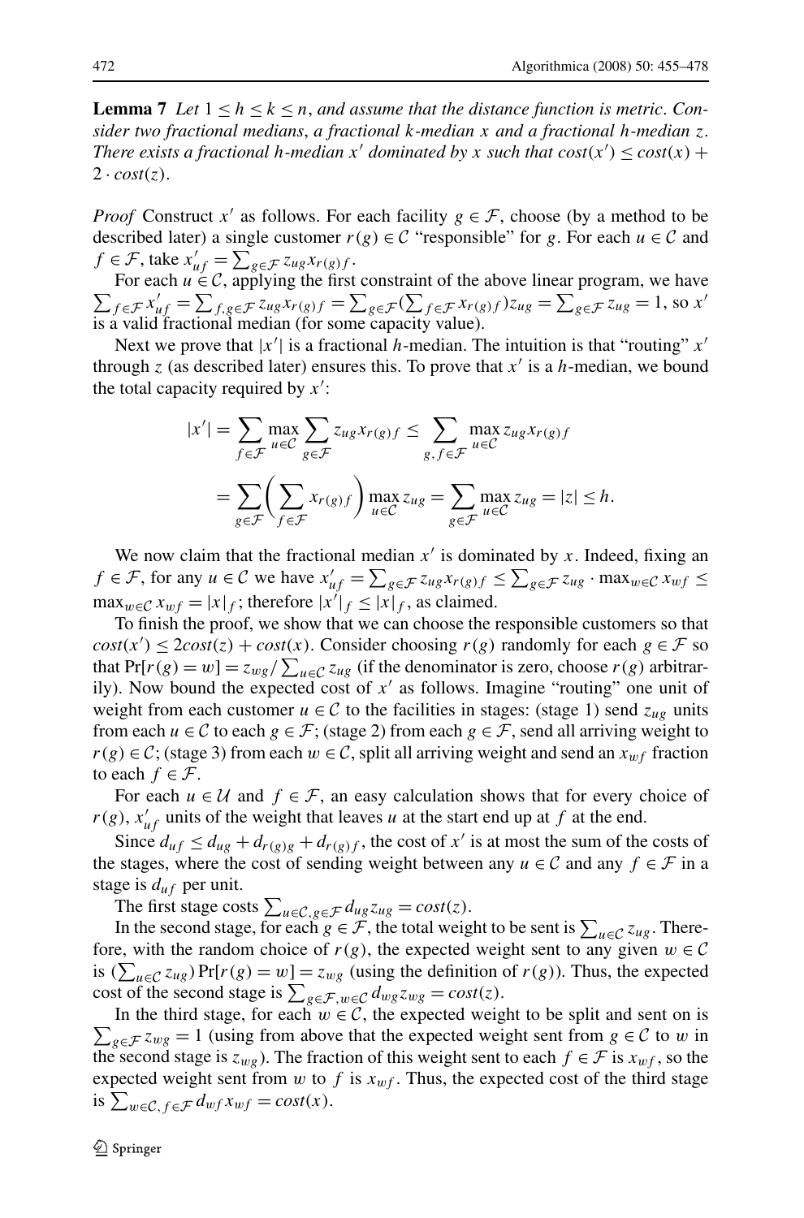**Lemma 7** *Let $1 \le h \le k \le n$, and assume that the distance function is metric. Consider two fractional medians, a fractional $k$-median $x$ and a fractional $h$-median $z$. There exists a fractional $h$-median $x'$ dominated by $x$ such that $cost(x') \le cost(x) + 2 \cdot cost(z)$.*

*Proof* Construct $x'$ as follows. For each facility $g \in \mathcal{F}$, choose (by a method to be described later) a single customer $r(g) \in \mathcal{C}$ "responsible" for $g$. For each $u \in \mathcal{C}$ and $f \in \mathcal{F}$, take $x'_{uf} = \sum_{g \in \mathcal{F}} z_{ug} x_{r(g)f}$.

For each $u \in \mathcal{C}$, applying the first constraint of the above linear program, we have $\sum_{f \in \mathcal{F}} x'_{uf} = \sum_{f,g \in \mathcal{F}} z_{ug} x_{r(g)f} = \sum_{g \in \mathcal{F}} (\sum_{f \in \mathcal{F}} x_{r(g)f}) z_{ug} = \sum_{g \in \mathcal{F}} z_{ug} = 1$, so $x'$ is a valid fractional median (for some capacity value).

Next we prove that $|x'|$ is a fractional $h$-median. The intuition is that "routing" $x'$ through $z$ (as described later) ensures this. To prove that $x'$ is a $h$-median, we bound the total capacity required by $x'$:

$$
\begin{aligned}
|x'| &= \sum_{f \in \mathcal{F}} \max_{u \in \mathcal{C}} \sum_{g \in \mathcal{F}} z_{ug} x_{r(g)f} \le \sum_{g, f \in \mathcal{F}} \max_{u \in \mathcal{C}} z_{ug} x_{r(g)f} \\
&= \sum_{g \in \mathcal{F}} \left( \sum_{f \in \mathcal{F}} x_{r(g)f} \right) \max_{u \in \mathcal{C}} z_{ug} = \sum_{g \in \mathcal{F}} \max_{u \in \mathcal{C}} z_{ug} = |z| \le h.
\end{aligned}
$$

We now claim that the fractional median $x'$ is dominated by $x$. Indeed, fixing an $f \in \mathcal{F}$, for any $u \in \mathcal{C}$ we have $x'_{uf} = \sum_{g \in \mathcal{F}} z_{ug} x_{r(g)f} \le \sum_{g \in \mathcal{F}} z_{ug} \cdot \max_{w \in \mathcal{C}} x_{wf} \le \max_{w \in \mathcal{C}} x_{wf} = |x|_f$; therefore $|x'|_f \le |x|_f$, as claimed.

To finish the proof, we show that we can choose the responsible customers so that $cost(x') \le 2cost(z) + cost(x)$. Consider choosing $r(g)$ randomly for each $g \in \mathcal{F}$ so that $\Pr[r(g) = w] = z_{wg} / \sum_{u \in \mathcal{C}} z_{ug}$ (if the denominator is zero, choose $r(g)$ arbitrarily). Now bound the expected cost of $x'$ as follows. Imagine "routing" one unit of weight from each customer $u \in \mathcal{C}$ to the facilities in stages: (stage 1) send $z_{ug}$ units from each $u \in \mathcal{C}$ to each $g \in \mathcal{F}$; (stage 2) from each $g \in \mathcal{F}$, send all arriving weight to $r(g) \in \mathcal{C}$; (stage 3) from each $w \in \mathcal{C}$, split all arriving weight and send an $x_{wf}$ fraction to each $f \in \mathcal{F}$.

For each $u \in \mathcal{U}$ and $f \in \mathcal{F}$, an easy calculation shows that for every choice of $r(g)$, $x'_{uf}$ units of the weight that leaves $u$ at the start end up at $f$ at the end.

Since $d_{uf} \le d_{ug} + d_{r(g)g} + d_{r(g)f}$, the cost of $x'$ is at most the sum of the costs of the stages, where the cost of sending weight between any $u \in \mathcal{C}$ and any $f \in \mathcal{F}$ in a stage is $d_{uf}$ per unit.

The first stage costs $\sum_{u \in \mathcal{C}, g \in \mathcal{F}} d_{ug} z_{ug} = cost(z)$.

In the second stage, for each $g \in \mathcal{F}$, the total weight to be sent is $\sum_{u \in \mathcal{C}} z_{ug}$. Therefore, with the random choice of $r(g)$, the expected weight sent to any given $w \in \mathcal{C}$ is $(\sum_{u \in \mathcal{C}} z_{ug}) \Pr[r(g) = w] = z_{wg}$ (using the definition of $r(g)$). Thus, the expected cost of the second stage is $\sum_{g \in \mathcal{F}, w \in \mathcal{C}} d_{wg} z_{wg} = cost(z)$.

In the third stage, for each $w \in \mathcal{C}$, the expected weight to be split and sent on is $\sum_{g \in \mathcal{F}} z_{wg} = 1$ (using from above that the expected weight sent from $g \in \mathcal{C}$ to $w$ in the second stage is $z_{wg}$). The fraction of this weight sent to each $f \in \mathcal{F}$ is $x_{wf}$, so the expected weight sent from $w$ to $f$ is $x_{wf}$. Thus, the expected cost of the third stage is $\sum_{w \in \mathcal{C}, f \in \mathcal{F}} d_{wf} x_{wf} = cost(x)$.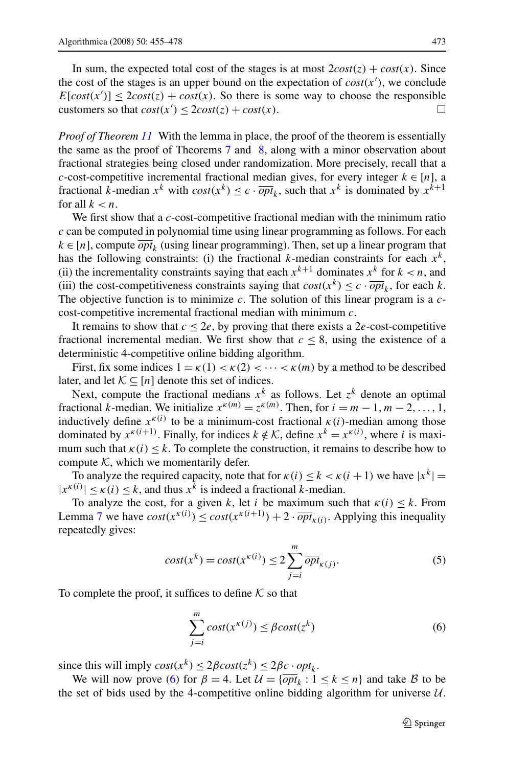In sum, the expected total cost of the stages is at most $2cost(z) + cost(x)$. Since the cost of the stages is an upper bound on the expectation of $cost(x')$, we conclude $E[cost(x')] \le 2cost(z) + cost(x)$. So there is some way to choose the responsible customers so that $cost(x') \le 2cost(z) + cost(x)$. □

*Proof of Theorem 11* With the lemma in place, the proof of the theorem is essentially the same as the proof of Theorems 7 and 8, along with a minor observation about fractional strategies being closed under randomization. More precisely, recall that a $c$-cost-competitive incremental fractional median gives, for every integer $k \in [n]$, a fractional $k$-median $x^k$ with $cost(x^k) \le c \cdot \overline{opt}_k$, such that $x^k$ is dominated by $x^{k+1}$ for all $k < n$.

We first show that a $c$-cost-competitive fractional median with the minimum ratio $c$ can be computed in polynomial time using linear programming as follows. For each $k \in [n]$, compute $\overline{opt}_k$ (using linear programming). Then, set up a linear program that has the following constraints: (i) the fractional $k$-median constraints for each $x^k$, (ii) the incrementality constraints saying that each $x^{k+1}$ dominates $x^k$ for $k < n$, and (iii) the cost-competitiveness constraints saying that $cost(x^k) \le c \cdot \overline{opt}_k$, for each $k$. The objective function is to minimize $c$. The solution of this linear program is a $c$-cost-competitive incremental fractional median with minimum $c$.

It remains to show that $c \le 2e$, by proving that there exists a $2e$-cost-competitive fractional incremental median. We first show that $c \le 8$, using the existence of a deterministic 4-competitive online bidding algorithm.

First, fix some indices $1 = \kappa(1) < \kappa(2) < \cdots < \kappa(m)$ by a method to be described later, and let $\mathcal{K} \subseteq [n]$ denote this set of indices.

Next, compute the fractional medians $x^k$ as follows. Let $z^k$ denote an optimal fractional $k$-median. We initialize $x^{\kappa(m)} = z^{\kappa(m)}$. Then, for $i = m-1, m-2, \dots, 1$, inductively define $x^{\kappa(i)}$ to be a minimum-cost fractional $\kappa(i)$-median among those dominated by $x^{\kappa(i+1)}$. Finally, for indices $k \notin \mathcal{K}$, define $x^k = x^{\kappa(i)}$, where $i$ is maximum such that $\kappa(i) \le k$. To complete the construction, it remains to describe how to compute $\mathcal{K}$, which we momentarily defer.

To analyze the required capacity, note that for $\kappa(i) \le k < \kappa(i+1)$ we have $|x^k| = |x^{\kappa(i)}| \le \kappa(i) \le k$, and thus $x^k$ is indeed a fractional $k$-median.

To analyze the cost, for a given $k$, let $i$ be maximum such that $\kappa(i) \le k$. From Lemma 7 we have $cost(x^{\kappa(i)}) \le cost(x^{\kappa(i+1)}) + 2 \cdot \overline{opt}_{\kappa(i)}$. Applying this inequality repeatedly gives:

$$cost(x^k) = cost(x^{\kappa(i)}) \le 2 \sum_{j=i}^{m} \overline{opt}_{\kappa(j)}. \tag{5}$$

To complete the proof, it suffices to define $\mathcal{K}$ so that

$$\sum_{j=i}^{m} cost(x^{\kappa(j)}) \le \beta cost(z^k) \tag{6}$$

since this will imply $cost(x^k) \le 2\beta cost(z^k) \le 2\beta c \cdot opt_k$.

We will now prove (6) for $\beta = 4$. Let $\mathcal{U} = \{\overline{opt}_k : 1 \le k \le n\}$ and take $\mathcal{B}$ to be the set of bids used by the 4-competitive online bidding algorithm for universe $\mathcal{U}$.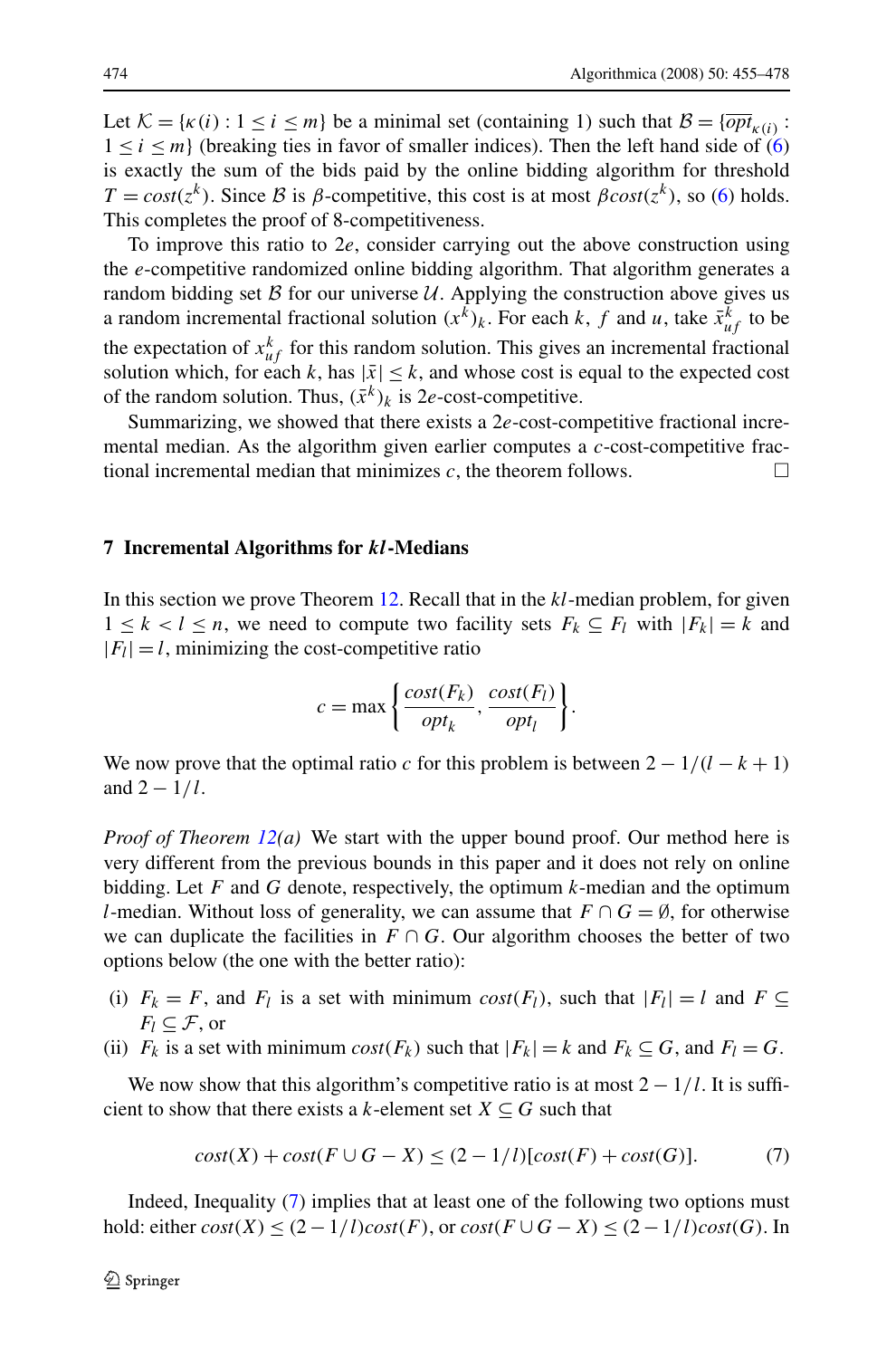Let $\mathcal{K} = \{\kappa(i) : 1 \le i \le m\}$ be a minimal set (containing 1) such that $\mathcal{B} = \{\overline{opt}_{\kappa(i)} : 1 \le i \le m\}$ (breaking ties in favor of smaller indices). Then the left hand side of (6) is exactly the sum of the bids paid by the online bidding algorithm for threshold $T = cost(z^k)$. Since $\mathcal{B}$ is $\beta$-competitive, this cost is at most $\beta cost(z^k)$, so (6) holds. This completes the proof of 8-competitiveness.

To improve this ratio to $2e$, consider carrying out the above construction using the $e$-competitive randomized online bidding algorithm. That algorithm generates a random bidding set $\mathcal{B}$ for our universe $\mathcal{U}$. Applying the construction above gives us a random incremental fractional solution $(x^k)_k$. For each $k$, $f$ and $u$, take $\bar{x}^k_{uf}$ to be the expectation of $x^k_{uf}$ for this random solution. This gives an incremental fractional solution which, for each $k$, has $|\bar{x}| \le k$, and whose cost is equal to the expected cost of the random solution. Thus, $(\bar{x}^k)_k$ is $2e$-cost-competitive.

Summarizing, we showed that there exists a $2e$-cost-competitive fractional incremental median. As the algorithm given earlier computes a $c$-cost-competitive fractional incremental median that minimizes $c$, the theorem follows. □

## 7 Incremental Algorithms for *kl*-Medians

In this section we prove Theorem 12. Recall that in the $kl$-median problem, for given $1 \le k < l \le n$, we need to compute two facility sets $F_k \subseteq F_l$ with $|F_k| = k$ and $|F_l| = l$, minimizing the cost-competitive ratio

$$c = \max\left\{\frac{cost(F_k)}{opt_k}, \frac{cost(F_l)}{opt_l}\right\}.$$

We now prove that the optimal ratio $c$ for this problem is between $2 - 1/(l - k + 1)$ and $2 - 1/l$.

*Proof of Theorem 12(a)* We start with the upper bound proof. Our method here is very different from the previous bounds in this paper and it does not rely on online bidding. Let $F$ and $G$ denote, respectively, the optimum $k$-median and the optimum $l$-median. Without loss of generality, we can assume that $F \cap G = \emptyset$, for otherwise we can duplicate the facilities in $F \cap G$. Our algorithm chooses the better of two options below (the one with the better ratio):

(i) $F_k = F$, and $F_l$ is a set with minimum $cost(F_l)$, such that $|F_l| = l$ and $F \subseteq F_l \subseteq \mathcal{F}$, or
(ii) $F_k$ is a set with minimum $cost(F_k)$ such that $|F_k| = k$ and $F_k \subseteq G$, and $F_l = G$.

We now show that this algorithm's competitive ratio is at most $2 - 1/l$. It is sufficient to show that there exists a $k$-element set $X \subseteq G$ such that

$$cost(X) + cost(F \cup G - X) \le (2 - 1/l)[cost(F) + cost(G)]. \tag{7}$$

Indeed, Inequality (7) implies that at least one of the following two options must hold: either $cost(X) \le (2 - 1/l)cost(F)$, or $cost(F \cup G - X) \le (2 - 1/l)cost(G)$. In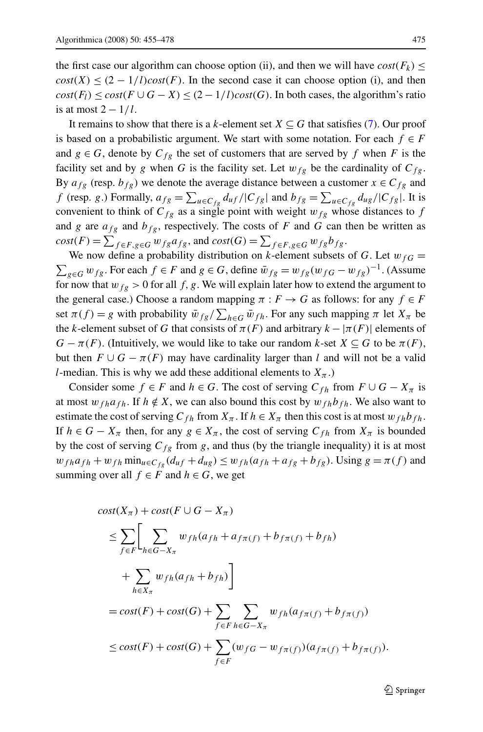the first case our algorithm can choose option (ii), and then we will have $cost(F_k) \le cost(X) \le (2 - 1/l)cost(F)$. In the second case it can choose option (i), and then $cost(F_l) \le cost(F \cup G - X) \le (2 - 1/l)cost(G)$. In both cases, the algorithm's ratio is at most $2 - 1/l$.

It remains to show that there is a $k$-element set $X \subseteq G$ that satisfies (7). Our proof is based on a probabilistic argument. We start with some notation. For each $f \in F$ and $g \in G$, denote by $C_{fg}$ the set of customers that are served by $f$ when $F$ is the facility set and by $g$ when $G$ is the facility set. Let $w_{fg}$ be the cardinality of $C_{fg}$. By $a_{fg}$ (resp. $b_{fg}$) we denote the average distance between a customer $x \in C_{fg}$ and $f$ (resp. $g$.) Formally, $a_{fg} = \sum_{u \in C_{fg}} d_{uf}/|C_{fg}|$ and $b_{fg} = \sum_{u \in C_{fg}} d_{ug}/|C_{fg}|$. It is convenient to think of $C_{fg}$ as a single point with weight $w_{fg}$ whose distances to $f$ and $g$ are $a_{fg}$ and $b_{fg}$, respectively. The costs of $F$ and $G$ can then be written as $cost(F) = \sum_{f \in F, g \in G} w_{fg} a_{fg}$, and $cost(G) = \sum_{f \in F, g \in G} w_{fg} b_{fg}$.

We now define a probability distribution on $k$-element subsets of $G$. Let $w_{fG} = \sum_{g \in G} w_{fg}$. For each $f \in F$ and $g \in G$, define $\bar{w}_{fg} = w_{fg}(w_{fG} - w_{fg})^{-1}$. (Assume for now that $w_{fg} > 0$ for all $f, g$. We will explain later how to extend the argument to the general case.) Choose a random mapping $\pi : F \to G$ as follows: for any $f \in F$ set $\pi(f) = g$ with probability $\bar{w}_{fg}/\sum_{h \in G} \bar{w}_{fh}$. For any such mapping $\pi$ let $X_\pi$ be the $k$-element subset of $G$ that consists of $\pi(F)$ and arbitrary $k - |\pi(F)|$ elements of $G - \pi(F)$. (Intuitively, we would like to take our random $k$-set $X \subseteq G$ to be $\pi(F)$, but then $F \cup G - \pi(F)$ may have cardinality larger than $l$ and will not be a valid $l$-median. This is why we add these additional elements to $X_\pi$.)

Consider some $f \in F$ and $h \in G$. The cost of serving $C_{fh}$ from $F \cup G - X_\pi$ is at most $w_{fh} a_{fh}$. If $h \notin X$, we can also bound this cost by $w_{fh} b_{fh}$. We also want to estimate the cost of serving $C_{fh}$ from $X_\pi$. If $h \in X_\pi$ then this cost is at most $w_{fh} b_{fh}$. If $h \in G - X_\pi$ then, for any $g \in X_\pi$, the cost of serving $C_{fh}$ from $X_\pi$ is bounded by the cost of serving $C_{fg}$ from $g$, and thus (by the triangle inequality) it is at most $w_{fh} a_{fh} + w_{fh} \min_{u \in C_{fg}} (d_{uf} + d_{ug}) \le w_{fh}(a_{fh} + a_{fg} + b_{fg})$. Using $g = \pi(f)$ and summing over all $f \in F$ and $h \in G$, we get

$$
\begin{aligned}
&cost(X_\pi) + cost(F \cup G - X_\pi) \\
&\quad \le \sum_{f \in F} \Bigg[ \sum_{h \in G - X_\pi} w_{fh}(a_{fh} + a_{f\pi(f)} + b_{f\pi(f)} + b_{fh}) \\
&\qquad + \sum_{h \in X_\pi} w_{fh}(a_{fh} + b_{fh}) \Bigg] \\
&\quad = cost(F) + cost(G) + \sum_{f \in F} \sum_{h \in G - X_\pi} w_{fh}(a_{f\pi(f)} + b_{f\pi(f)}) \\
&\quad \le cost(F) + cost(G) + \sum_{f \in F} (w_{fG} - w_{f\pi(f)})(a_{f\pi(f)} + b_{f\pi(f)}).
\end{aligned}
$$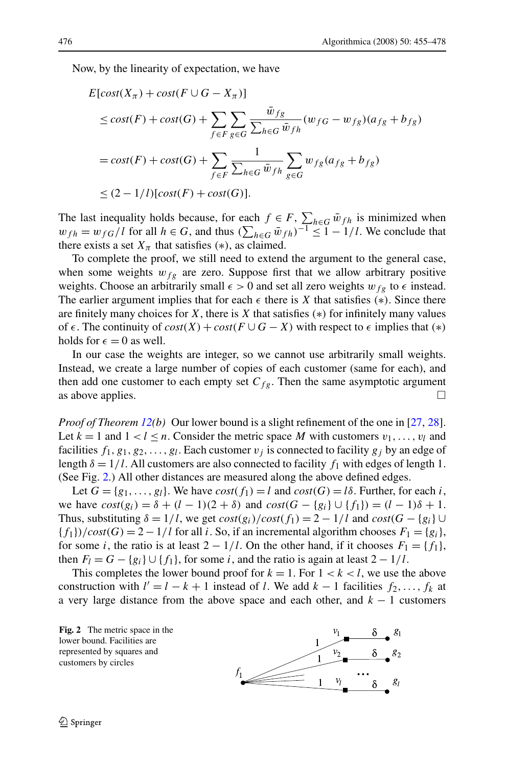Now, by the linearity of expectation, we have

$$
\begin{aligned}
&E[cost(X_\pi) + cost(F \cup G - X_\pi)] \\
&\quad \le cost(F) + cost(G) + \sum_{f \in F} \sum_{g \in G} \frac{\bar{w}_{fg}}{\sum_{h \in G} \bar{w}_{fh}} (w_{fG} - w_{fg})(a_{fg} + b_{fg}) \\
&\quad = cost(F) + cost(G) + \sum_{f \in F} \frac{1}{\sum_{h \in G} \bar{w}_{fh}} \sum_{g \in G} w_{fg}(a_{fg} + b_{fg}) \\
&\quad \le (2 - 1/l)[cost(F) + cost(G)].
\end{aligned}
$$

The last inequality holds because, for each $f \in F$, $\sum_{h \in G} \bar{w}_{fh}$ is minimized when $w_{fh} = w_{fG}/l$ for all $h \in G$, and thus $(\sum_{h \in G} \bar{w}_{fh})^{-1} \le 1 - 1/l$. We conclude that there exists a set $X_\pi$ that satisfies $(*)$, as claimed.

To complete the proof, we still need to extend the argument to the general case, when some weights $w_{fg}$ are zero. Suppose first that we allow arbitrary positive weights. Choose an arbitrarily small $\epsilon > 0$ and set all zero weights $w_{fg}$ to $\epsilon$ instead. The earlier argument implies that for each $\epsilon$ there is $X$ that satisfies $(*)$. Since there are finitely many choices for $X$, there is $X$ that satisfies $(*)$ for infinitely many values of $\epsilon$. The continuity of $cost(X) + cost(F \cup G - X)$ with respect to $\epsilon$ implies that $(*)$ holds for $\epsilon = 0$ as well.

In our case the weights are integer, so we cannot use arbitrarily small weights. Instead, we create a large number of copies of each customer (same for each), and then add one customer to each empty set $C_{fg}$. Then the same asymptotic argument as above applies. □

*Proof of Theorem 12(b)* Our lower bound is a slight refinement of the one in [27, 28]. Let $k = 1$ and $1 < l \le n$. Consider the metric space $M$ with customers $v_1, \ldots, v_l$ and facilities $f_1, g_1, g_2, \ldots, g_l$. Each customer $v_j$ is connected to facility $g_j$ by an edge of length $\delta = 1/l$. All customers are also connected to facility $f_1$ with edges of length 1. (See Fig. 2.) All other distances are measured along the above defined edges.

Let $G = \{g_1, \ldots, g_l\}$. We have $cost(f_1) = l$ and $cost(G) = l\delta$. Further, for each $i$, we have $cost(g_i) = \delta + (l-1)(2+\delta)$ and $cost(G - \{g_i\} \cup \{f_1\}) = (l-1)\delta + 1$. Thus, substituting $\delta = 1/l$, we get $cost(g_i)/cost(f_1) = 2 - 1/l$ and $cost(G - \{g_i\} \cup \{f_1\})/cost(G) = 2 - 1/l$ for all $i$. So, if an incremental algorithm chooses $F_1 = \{g_i\}$, for some $i$, the ratio is at least $2 - 1/l$. On the other hand, if it chooses $F_1 = \{f_1\}$, then $F_l = G - \{g_i\} \cup \{f_1\}$, for some $i$, and the ratio is again at least $2 - 1/l$.

This completes the lower bound proof for $k = 1$. For $1 < k < l$, we use the above construction with $l' = l - k + 1$ instead of $l$. We add $k - 1$ facilities $f_2, \ldots, f_k$ at a very large distance from the above space and each other, and $k - 1$ customers

**Fig. 2** The metric space in the lower bound. Facilities are represented by squares and customers by circles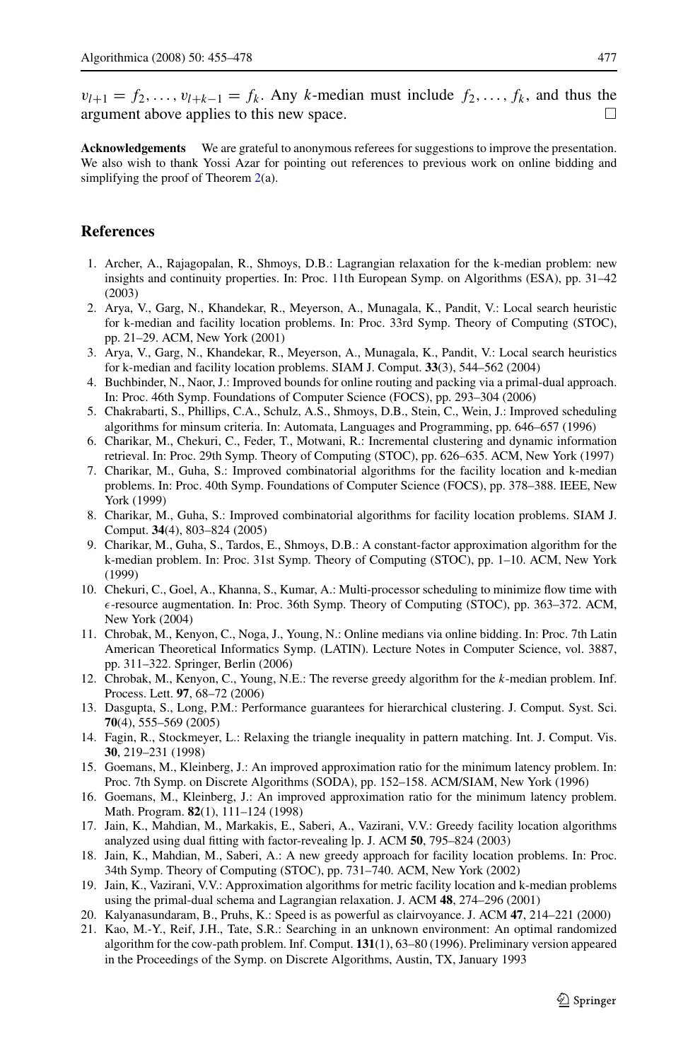$v_{l+1} = f_2, \ldots, v_{l+k-1} = f_k$. Any $k$-median must include $f_2, \ldots, f_k$, and thus the argument above applies to this new space. □

**Acknowledgements** We are grateful to anonymous referees for suggestions to improve the presentation. We also wish to thank Yossi Azar for pointing out references to previous work on online bidding and simplifying the proof of Theorem 2(a).

## References

1. Archer, A., Rajagopalan, R., Shmoys, D.B.: Lagrangian relaxation for the k-median problem: new insights and continuity properties. In: Proc. 11th European Symp. on Algorithms (ESA), pp. 31–42 (2003)
2. Arya, V., Garg, N., Khandekar, R., Meyerson, A., Munagala, K., Pandit, V.: Local search heuristic for k-median and facility location problems. In: Proc. 33rd Symp. Theory of Computing (STOC), pp. 21–29. ACM, New York (2001)
3. Arya, V., Garg, N., Khandekar, R., Meyerson, A., Munagala, K., Pandit, V.: Local search heuristics for k-median and facility location problems. SIAM J. Comput. **33**(3), 544–562 (2004)
4. Buchbinder, N., Naor, J.: Improved bounds for online routing and packing via a primal-dual approach. In: Proc. 46th Symp. Foundations of Computer Science (FOCS), pp. 293–304 (2006)
5. Chakrabarti, S., Phillips, C.A., Schulz, A.S., Shmoys, D.B., Stein, C., Wein, J.: Improved scheduling algorithms for minsum criteria. In: Automata, Languages and Programming, pp. 646–657 (1996)
6. Charikar, M., Chekuri, C., Feder, T., Motwani, R.: Incremental clustering and dynamic information retrieval. In: Proc. 29th Symp. Theory of Computing (STOC), pp. 626–635. ACM, New York (1997)
7. Charikar, M., Guha, S.: Improved combinatorial algorithms for the facility location and k-median problems. In: Proc. 40th Symp. Foundations of Computer Science (FOCS), pp. 378–388. IEEE, New York (1999)
8. Charikar, M., Guha, S.: Improved combinatorial algorithms for facility location problems. SIAM J. Comput. **34**(4), 803–824 (2005)
9. Charikar, M., Guha, S., Tardos, E., Shmoys, D.B.: A constant-factor approximation algorithm for the k-median problem. In: Proc. 31st Symp. Theory of Computing (STOC), pp. 1–10. ACM, New York (1999)
10. Chekuri, C., Goel, A., Khanna, S., Kumar, A.: Multi-processor scheduling to minimize flow time with $\epsilon$-resource augmentation. In: Proc. 36th Symp. Theory of Computing (STOC), pp. 363–372. ACM, New York (2004)
11. Chrobak, M., Kenyon, C., Noga, J., Young, N.: Online medians via online bidding. In: Proc. 7th Latin American Theoretical Informatics Symp. (LATIN). Lecture Notes in Computer Science, vol. 3887, pp. 311–322. Springer, Berlin (2006)
12. Chrobak, M., Kenyon, C., Young, N.E.: The reverse greedy algorithm for the $k$-median problem. Inf. Process. Lett. **97**, 68–72 (2006)
13. Dasgupta, S., Long, P.M.: Performance guarantees for hierarchical clustering. J. Comput. Syst. Sci. **70**(4), 555–569 (2005)
14. Fagin, R., Stockmeyer, L.: Relaxing the triangle inequality in pattern matching. Int. J. Comput. Vis. **30**, 219–231 (1998)
15. Goemans, M., Kleinberg, J.: An improved approximation ratio for the minimum latency problem. In: Proc. 7th Symp. on Discrete Algorithms (SODA), pp. 152–158. ACM/SIAM, New York (1996)
16. Goemans, M., Kleinberg, J.: An improved approximation ratio for the minimum latency problem. Math. Program. **82**(1), 111–124 (1998)
17. Jain, K., Mahdian, M., Markakis, E., Saberi, A., Vazirani, V.V.: Greedy facility location algorithms analyzed using dual fitting with factor-revealing lp. J. ACM **50**, 795–824 (2003)
18. Jain, K., Mahdian, M., Saberi, A.: A new greedy approach for facility location problems. In: Proc. 34th Symp. Theory of Computing (STOC), pp. 731–740. ACM, New York (2002)
19. Jain, K., Vazirani, V.V.: Approximation algorithms for metric facility location and k-median problems using the primal-dual schema and Lagrangian relaxation. J. ACM **48**, 274–296 (2001)
20. Kalyanasundaram, B., Pruhs, K.: Speed is as powerful as clairvoyance. J. ACM **47**, 214–221 (2000)
21. Kao, M.-Y., Reif, J.H., Tate, S.R.: Searching in an unknown environment: An optimal randomized algorithm for the cow-path problem. Inf. Comput. **131**(1), 63–80 (1996). Preliminary version appeared in the Proceedings of the Symp. on Discrete Algorithms, Austin, TX, January 1993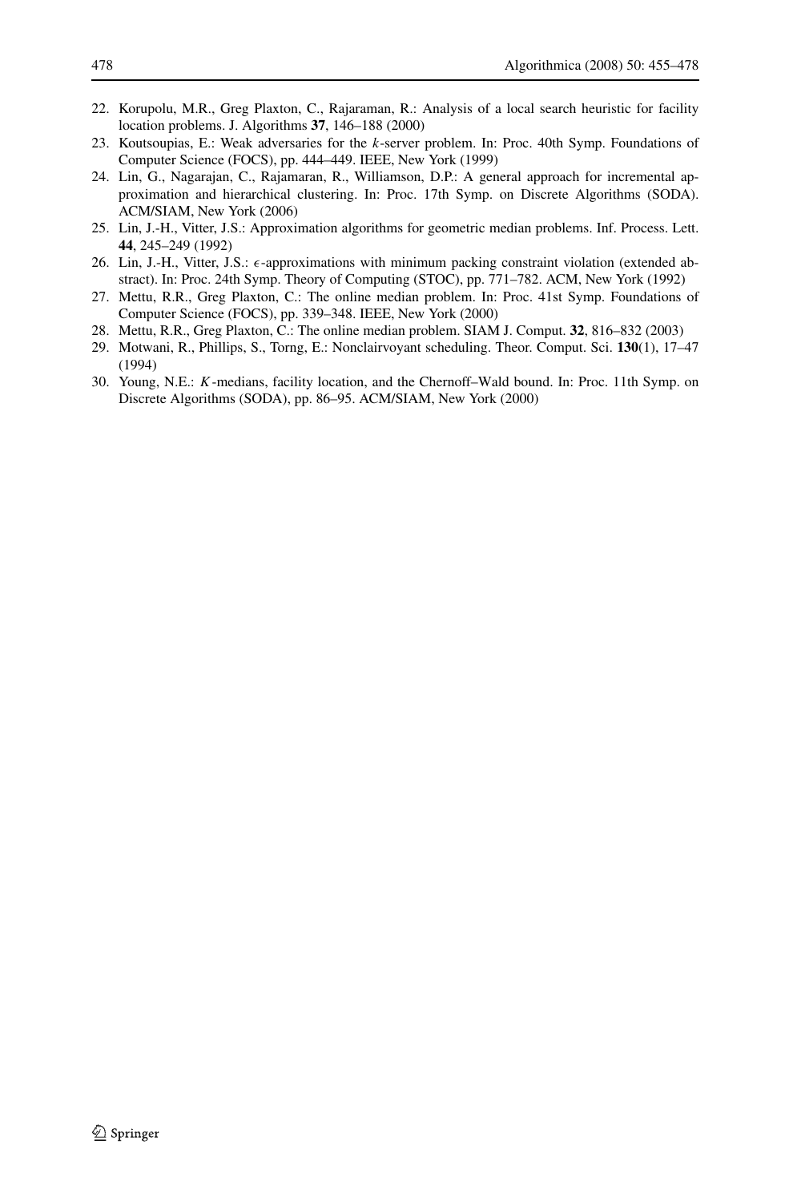22. Korupolu, M.R., Greg Plaxton, C., Rajaraman, R.: Analysis of a local search heuristic for facility location problems. J. Algorithms **37**, 146–188 (2000)
23. Koutsoupias, E.: Weak adversaries for the $k$-server problem. In: Proc. 40th Symp. Foundations of Computer Science (FOCS), pp. 444–449. IEEE, New York (1999)
24. Lin, G., Nagarajan, C., Rajamaran, R., Williamson, D.P.: A general approach for incremental approximation and hierarchical clustering. In: Proc. 17th Symp. on Discrete Algorithms (SODA). ACM/SIAM, New York (2006)
25. Lin, J.-H., Vitter, J.S.: Approximation algorithms for geometric median problems. Inf. Process. Lett. **44**, 245–249 (1992)
26. Lin, J.-H., Vitter, J.S.: $\epsilon$-approximations with minimum packing constraint violation (extended abstract). In: Proc. 24th Symp. Theory of Computing (STOC), pp. 771–782. ACM, New York (1992)
27. Mettu, R.R., Greg Plaxton, C.: The online median problem. In: Proc. 41st Symp. Foundations of Computer Science (FOCS), pp. 339–348. IEEE, New York (2000)
28. Mettu, R.R., Greg Plaxton, C.: The online median problem. SIAM J. Comput. **32**, 816–832 (2003)
29. Motwani, R., Phillips, S., Torng, E.: Nonclairvoyant scheduling. Theor. Comput. Sci. **130**(1), 17–47 (1994)
30. Young, N.E.: $K$-medians, facility location, and the Chernoff–Wald bound. In: Proc. 11th Symp. on Discrete Algorithms (SODA), pp. 86–95. ACM/SIAM, New York (2000)